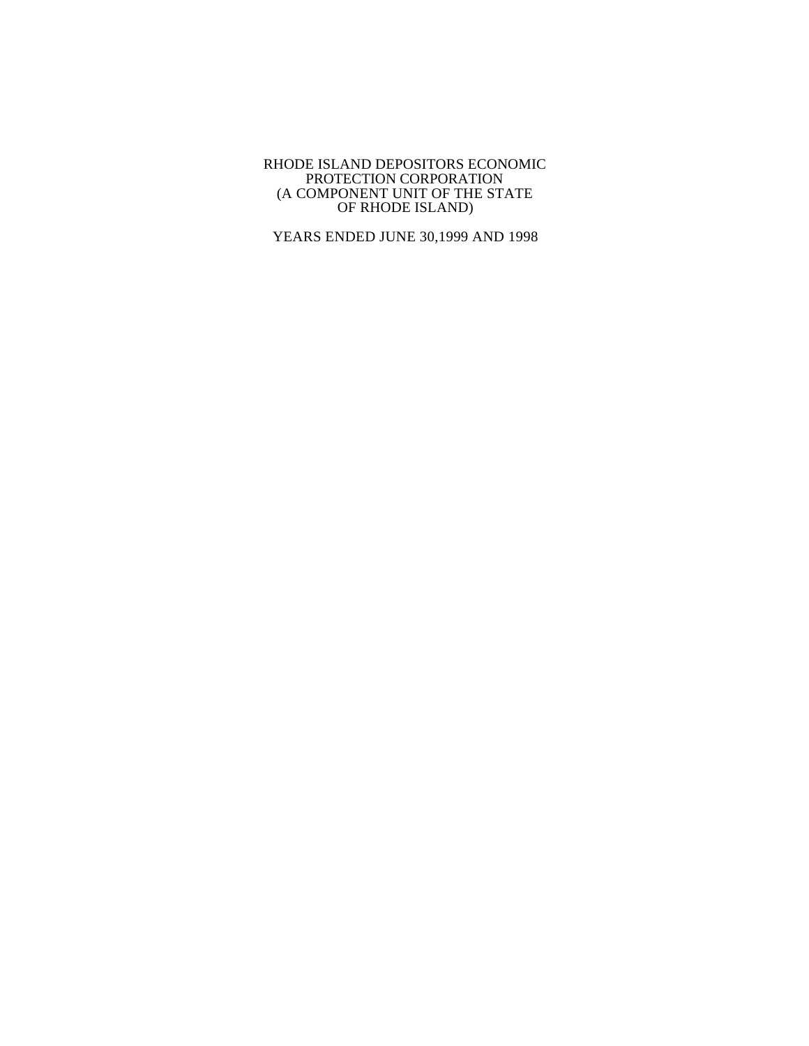# RHODE ISLAND DEPOSITORS ECONOMIC PROTECTION CORPORATION (A COMPONENT UNIT OF THE STATE OF RHODE ISLAND)

YEARS ENDED JUNE 30,1999 AND 1998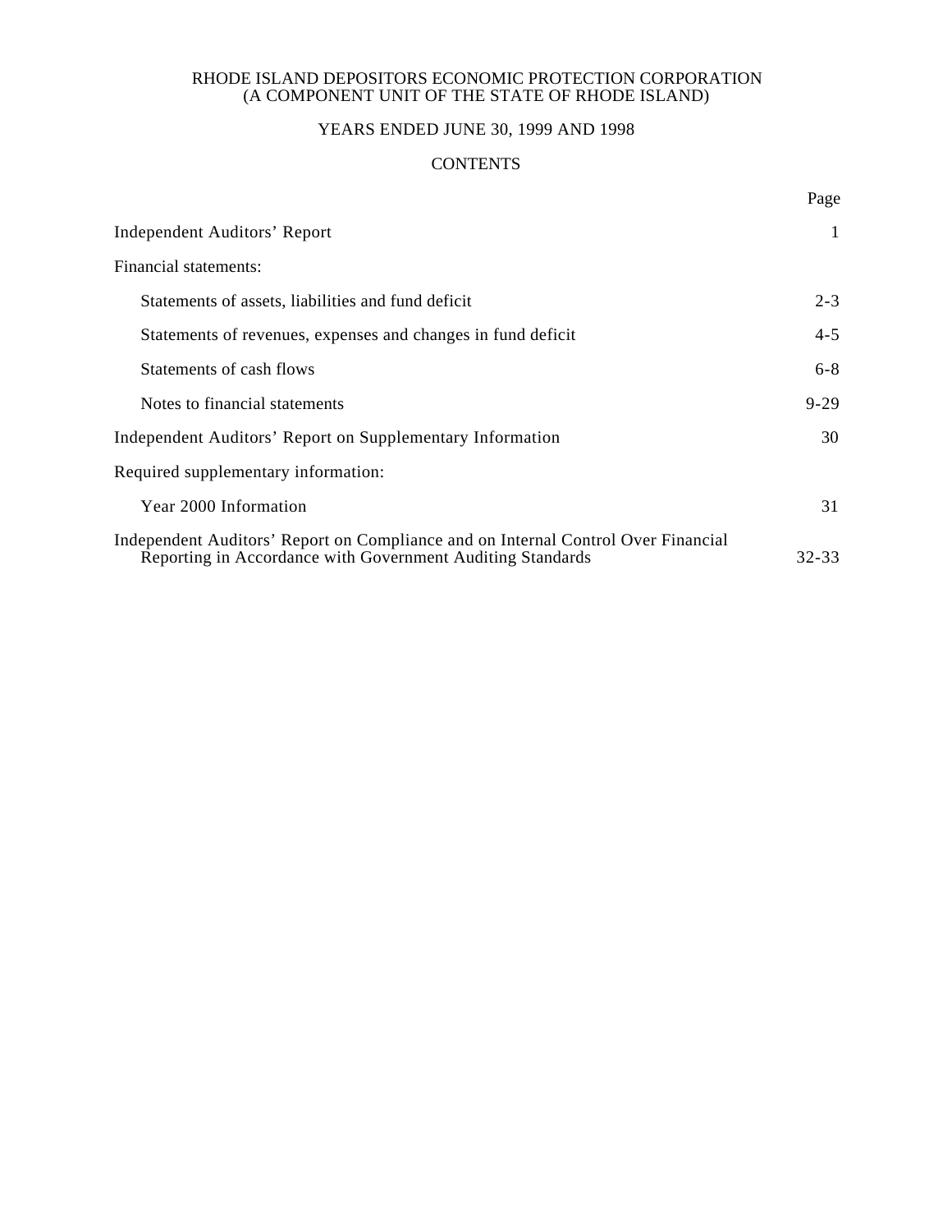RHODE ISLAND DEPOSITORS ECONOMIC PROTECTION CORPORATION
(A COMPONENT UNIT OF THE STATE OF RHODE ISLAND)

YEARS ENDED JUNE 30, 1999 AND 1998

CONTENTS

| | Page |
|---|---|
| Independent Auditors' Report | 1 |
| Financial statements: | |
| Statements of assets, liabilities and fund deficit | 2-3 |
| Statements of revenues, expenses and changes in fund deficit | 4-5 |
| Statements of cash flows | 6-8 |
| Notes to financial statements | 9-29 |
| Independent Auditors' Report on Supplementary Information | 30 |
| Required supplementary information: | |
| Year 2000 Information | 31 |
| Independent Auditors' Report on Compliance and on Internal Control Over Financial Reporting in Accordance with Government Auditing Standards | 32-33 |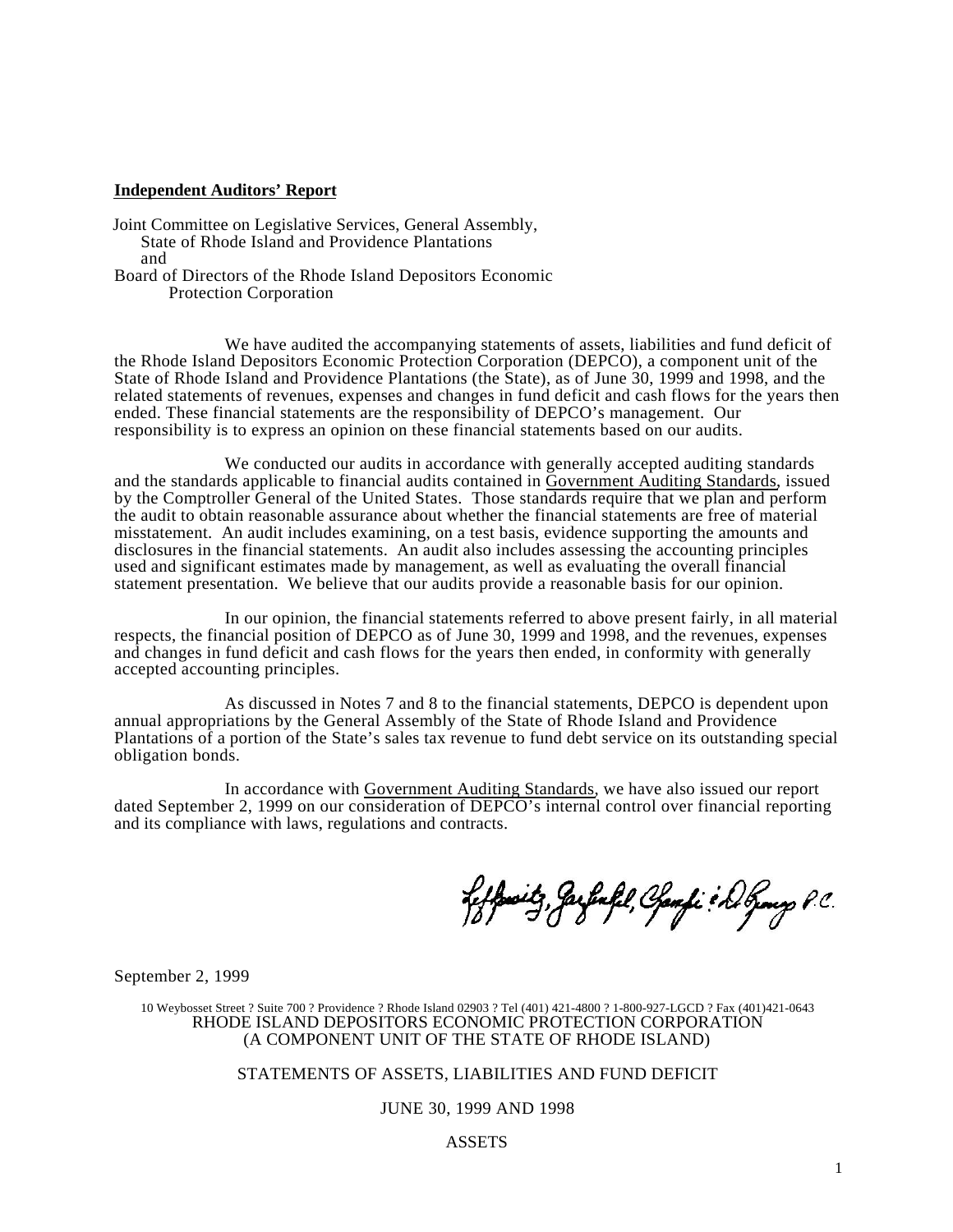**Independent Auditors' Report**

Joint Committee on Legislative Services, General Assembly,
State of Rhode Island and Providence Plantations
and
Board of Directors of the Rhode Island Depositors Economic
Protection Corporation

We have audited the accompanying statements of assets, liabilities and fund deficit of the Rhode Island Depositors Economic Protection Corporation (DEPCO), a component unit of the State of Rhode Island and Providence Plantations (the State), as of June 30, 1999 and 1998, and the related statements of revenues, expenses and changes in fund deficit and cash flows for the years then ended. These financial statements are the responsibility of DEPCO's management. Our responsibility is to express an opinion on these financial statements based on our audits.

We conducted our audits in accordance with generally accepted auditing standards and the standards applicable to financial audits contained in Government Auditing Standards, issued by the Comptroller General of the United States. Those standards require that we plan and perform the audit to obtain reasonable assurance about whether the financial statements are free of material misstatement. An audit includes examining, on a test basis, evidence supporting the amounts and disclosures in the financial statements. An audit also includes assessing the accounting principles used and significant estimates made by management, as well as evaluating the overall financial statement presentation. We believe that our audits provide a reasonable basis for our opinion.

In our opinion, the financial statements referred to above present fairly, in all material respects, the financial position of DEPCO as of June 30, 1999 and 1998, and the revenues, expenses and changes in fund deficit and cash flows for the years then ended, in conformity with generally accepted accounting principles.

As discussed in Notes 7 and 8 to the financial statements, DEPCO is dependent upon annual appropriations by the General Assembly of the State of Rhode Island and Providence Plantations of a portion of the State's sales tax revenue to fund debt service on its outstanding special obligation bonds.

In accordance with Government Auditing Standards, we have also issued our report dated September 2, 1999 on our consideration of DEPCO's internal control over financial reporting and its compliance with laws, regulations and contracts.

Lefkowitz, Garfinkel, Champi & DeRienzo P.C.

September 2, 1999

10 Weybosset Street ? Suite 700 ? Providence ? Rhode Island 02903 ? Tel (401) 421-4800 ? 1-800-927-LGCD ? Fax (401)421-0643

RHODE ISLAND DEPOSITORS ECONOMIC PROTECTION CORPORATION
(A COMPONENT UNIT OF THE STATE OF RHODE ISLAND)

STATEMENTS OF ASSETS, LIABILITIES AND FUND DEFICIT

JUNE 30, 1999 AND 1998

ASSETS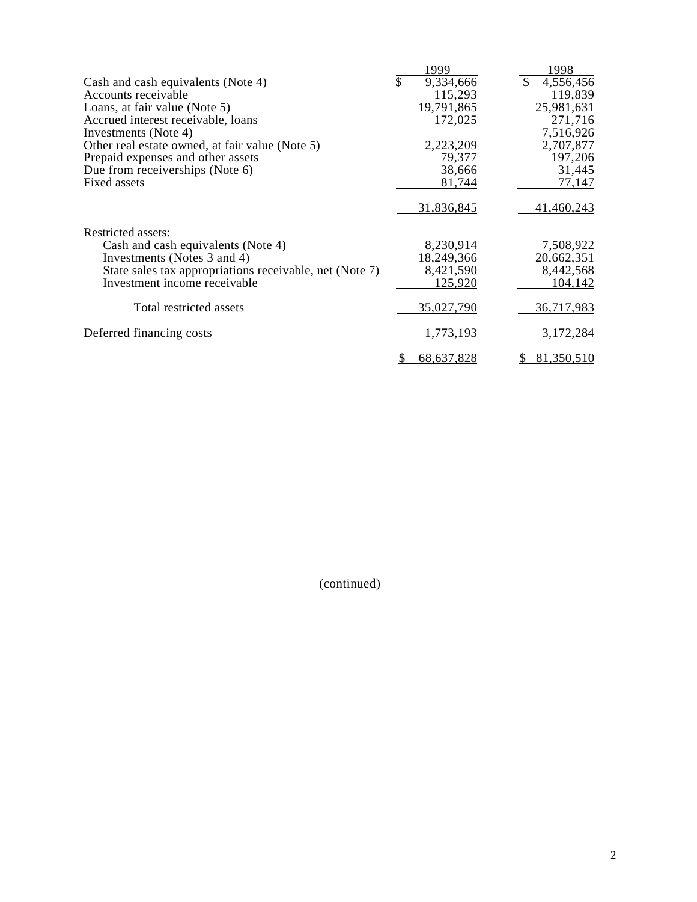| | 1999 | 1998 |
|---|---|---|
| Cash and cash equivalents (Note 4) | $ 9,334,666 | $ 4,556,456 |
| Accounts receivable | 115,293 | 119,839 |
| Loans, at fair value (Note 5) | 19,791,865 | 25,981,631 |
| Accrued interest receivable, loans | 172,025 | 271,716 |
| Investments (Note 4) | | 7,516,926 |
| Other real estate owned, at fair value (Note 5) | 2,223,209 | 2,707,877 |
| Prepaid expenses and other assets | 79,377 | 197,206 |
| Due from receiverships (Note 6) | 38,666 | 31,445 |
| Fixed assets | 81,744 | 77,147 |
| | 31,836,845 | 41,460,243 |
| Restricted assets: | | |
| Cash and cash equivalents (Note 4) | 8,230,914 | 7,508,922 |
| Investments (Notes 3 and 4) | 18,249,366 | 20,662,351 |
| State sales tax appropriations receivable, net (Note 7) | 8,421,590 | 8,442,568 |
| Investment income receivable | 125,920 | 104,142 |
| Total restricted assets | 35,027,790 | 36,717,983 |
| Deferred financing costs | 1,773,193 | 3,172,284 |
| | $ 68,637,828 | $ 81,350,510 |

(continued)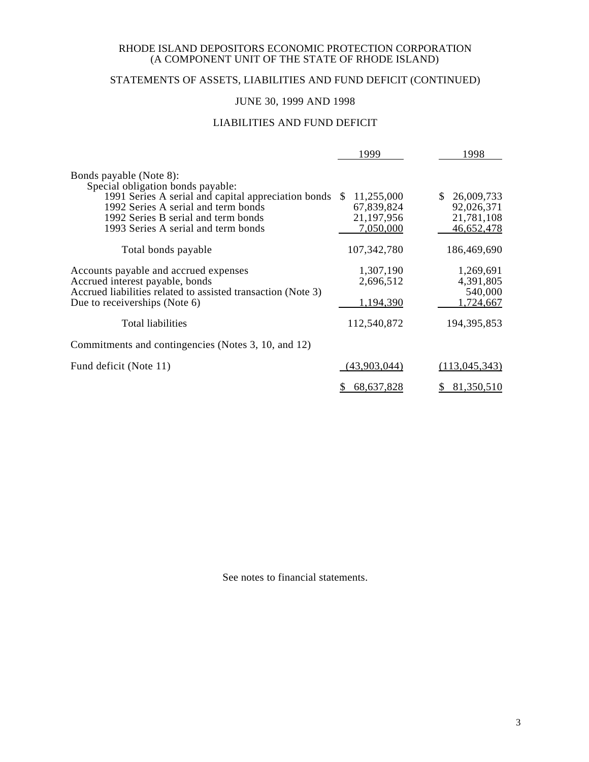RHODE ISLAND DEPOSITORS ECONOMIC PROTECTION CORPORATION
(A COMPONENT UNIT OF THE STATE OF RHODE ISLAND)

STATEMENTS OF ASSETS, LIABILITIES AND FUND DEFICIT (CONTINUED)

JUNE 30, 1999 AND 1998

LIABILITIES AND FUND DEFICIT

| | 1999 | 1998 |
|---|---|---|
| Bonds payable (Note 8): | | |
| Special obligation bonds payable: | | |
| 1991 Series A serial and capital appreciation bonds | $ 11,255,000 | $ 26,009,733 |
| 1992 Series A serial and term bonds | 67,839,824 | 92,026,371 |
| 1992 Series B serial and term bonds | 21,197,956 | 21,781,108 |
| 1993 Series A serial and term bonds | 7,050,000 | 46,652,478 |
| Total bonds payable | 107,342,780 | 186,469,690 |
| Accounts payable and accrued expenses | 1,307,190 | 1,269,691 |
| Accrued interest payable, bonds | 2,696,512 | 4,391,805 |
| Accrued liabilities related to assisted transaction (Note 3) | | 540,000 |
| Due to receiverships (Note 6) | 1,194,390 | 1,724,667 |
| Total liabilities | 112,540,872 | 194,395,853 |
| Commitments and contingencies (Notes 3, 10, and 12) | | |
| Fund deficit (Note 11) | (43,903,044) | (113,045,343) |
| | $ 68,637,828 | $ 81,350,510 |

See notes to financial statements.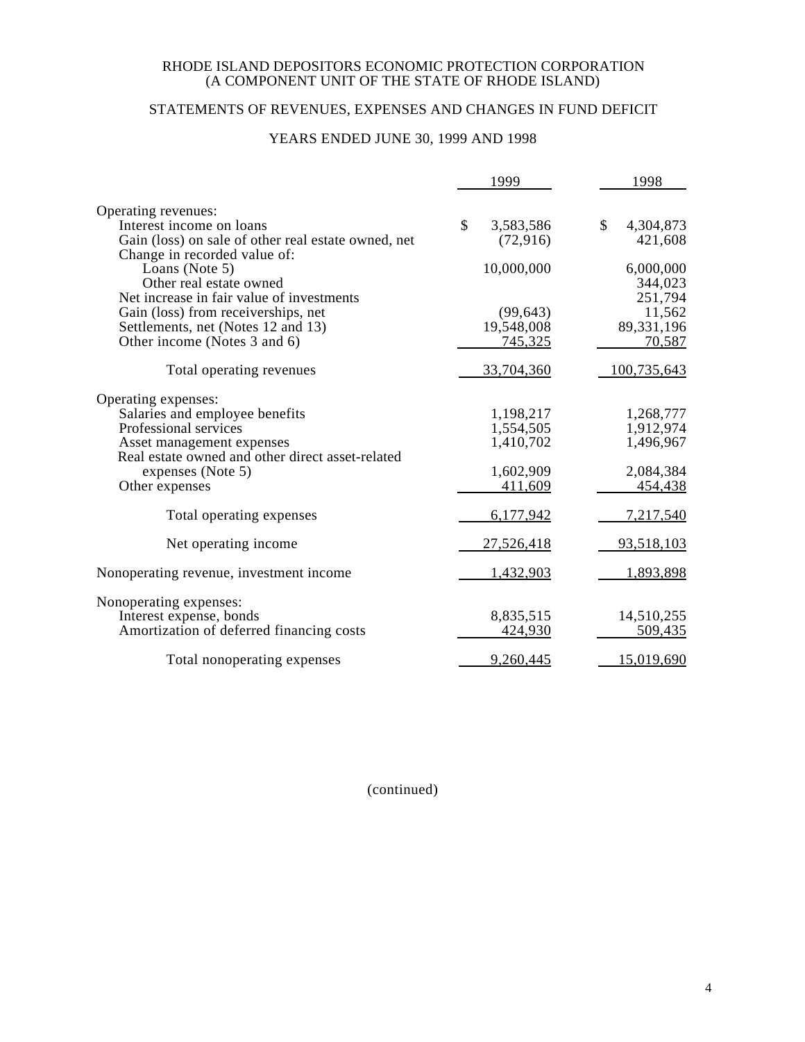RHODE ISLAND DEPOSITORS ECONOMIC PROTECTION CORPORATION
(A COMPONENT UNIT OF THE STATE OF RHODE ISLAND)

STATEMENTS OF REVENUES, EXPENSES AND CHANGES IN FUND DEFICIT

YEARS ENDED JUNE 30, 1999 AND 1998

| | 1999 | 1998 |
|---|---|---|
| Operating revenues: | | |
| Interest income on loans | $ 3,583,586 | $ 4,304,873 |
| Gain (loss) on sale of other real estate owned, net | (72,916) | 421,608 |
| Change in recorded value of: | | |
| Loans (Note 5) | 10,000,000 | 6,000,000 |
| Other real estate owned | | 344,023 |
| Net increase in fair value of investments | | 251,794 |
| Gain (loss) from receiverships, net | (99,643) | 11,562 |
| Settlements, net (Notes 12 and 13) | 19,548,008 | 89,331,196 |
| Other income (Notes 3 and 6) | 745,325 | 70,587 |
| Total operating revenues | 33,704,360 | 100,735,643 |
| Operating expenses: | | |
| Salaries and employee benefits | 1,198,217 | 1,268,777 |
| Professional services | 1,554,505 | 1,912,974 |
| Asset management expenses | 1,410,702 | 1,496,967 |
| Real estate owned and other direct asset-related expenses (Note 5) | 1,602,909 | 2,084,384 |
| Other expenses | 411,609 | 454,438 |
| Total operating expenses | 6,177,942 | 7,217,540 |
| Net operating income | 27,526,418 | 93,518,103 |
| Nonoperating revenue, investment income | 1,432,903 | 1,893,898 |
| Nonoperating expenses: | | |
| Interest expense, bonds | 8,835,515 | 14,510,255 |
| Amortization of deferred financing costs | 424,930 | 509,435 |
| Total nonoperating expenses | 9,260,445 | 15,019,690 |

(continued)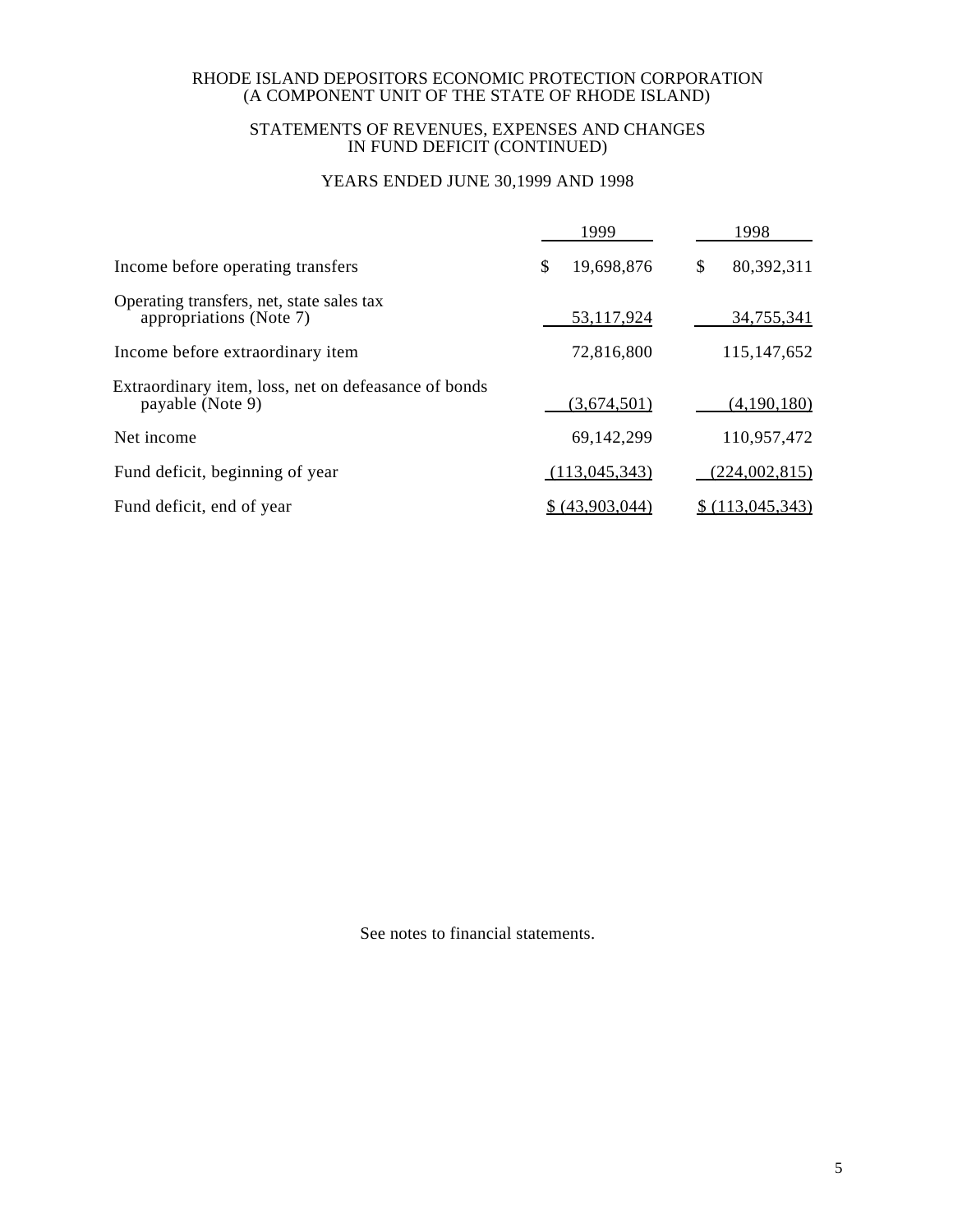RHODE ISLAND DEPOSITORS ECONOMIC PROTECTION CORPORATION
(A COMPONENT UNIT OF THE STATE OF RHODE ISLAND)

STATEMENTS OF REVENUES, EXPENSES AND CHANGES
IN FUND DEFICIT (CONTINUED)

YEARS ENDED JUNE 30,1999 AND 1998

| | 1999 | 1998 |
|---|---|---|
| Income before operating transfers | $ 19,698,876 | $ 80,392,311 |
| Operating transfers, net, state sales tax appropriations (Note 7) | 53,117,924 | 34,755,341 |
| Income before extraordinary item | 72,816,800 | 115,147,652 |
| Extraordinary item, loss, net on defeasance of bonds payable (Note 9) | (3,674,501) | (4,190,180) |
| Net income | 69,142,299 | 110,957,472 |
| Fund deficit, beginning of year | (113,045,343) | (224,002,815) |
| Fund deficit, end of year | $ (43,903,044) | $ (113,045,343) |

See notes to financial statements.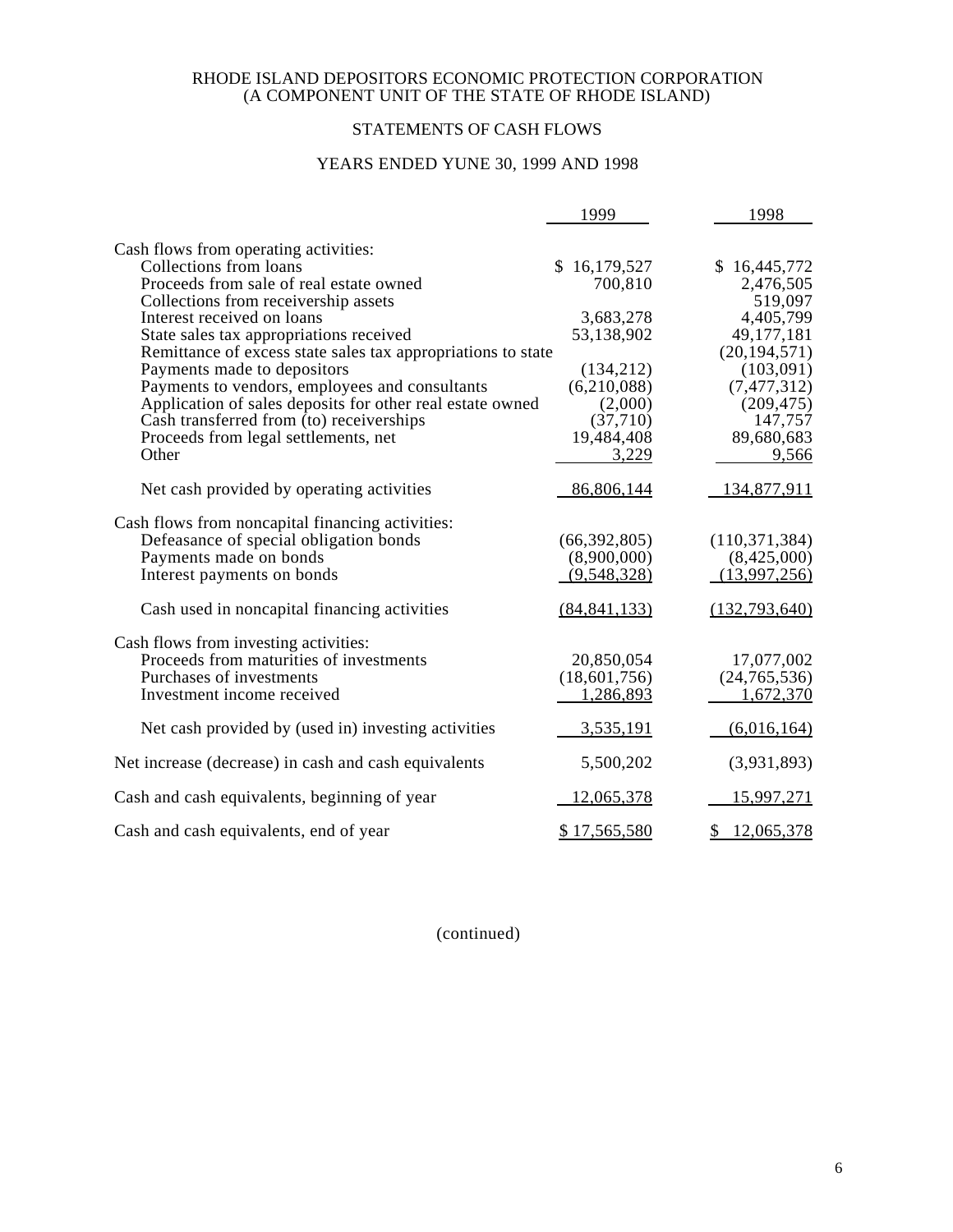RHODE ISLAND DEPOSITORS ECONOMIC PROTECTION CORPORATION
(A COMPONENT UNIT OF THE STATE OF RHODE ISLAND)

STATEMENTS OF CASH FLOWS

YEARS ENDED YUNE 30, 1999 AND 1998

| | 1999 | 1998 |
|---|---|---|
| Cash flows from operating activities: | | |
| Collections from loans | $ 16,179,527 | $ 16,445,772 |
| Proceeds from sale of real estate owned | 700,810 | 2,476,505 |
| Collections from receivership assets | | 519,097 |
| Interest received on loans | 3,683,278 | 4,405,799 |
| State sales tax appropriations received | 53,138,902 | 49,177,181 |
| Remittance of excess state sales tax appropriations to state | | (20,194,571) |
| Payments made to depositors | (134,212) | (103,091) |
| Payments to vendors, employees and consultants | (6,210,088) | (7,477,312) |
| Application of sales deposits for other real estate owned | (2,000) | (209,475) |
| Cash transferred from (to) receiverships | (37,710) | 147,757 |
| Proceeds from legal settlements, net | 19,484,408 | 89,680,683 |
| Other | 3,229 | 9,566 |
| Net cash provided by operating activities | 86,806,144 | 134,877,911 |
| Cash flows from noncapital financing activities: | | |
| Defeasance of special obligation bonds | (66,392,805) | (110,371,384) |
| Payments made on bonds | (8,900,000) | (8,425,000) |
| Interest payments on bonds | (9,548,328) | (13,997,256) |
| Cash used in noncapital financing activities | (84,841,133) | (132,793,640) |
| Cash flows from investing activities: | | |
| Proceeds from maturities of investments | 20,850,054 | 17,077,002 |
| Purchases of investments | (18,601,756) | (24,765,536) |
| Investment income received | 1,286,893 | 1,672,370 |
| Net cash provided by (used in) investing activities | 3,535,191 | (6,016,164) |
| Net increase (decrease) in cash and cash equivalents | 5,500,202 | (3,931,893) |
| Cash and cash equivalents, beginning of year | 12,065,378 | 15,997,271 |
| Cash and cash equivalents, end of year | $ 17,565,580 | $ 12,065,378 |

(continued)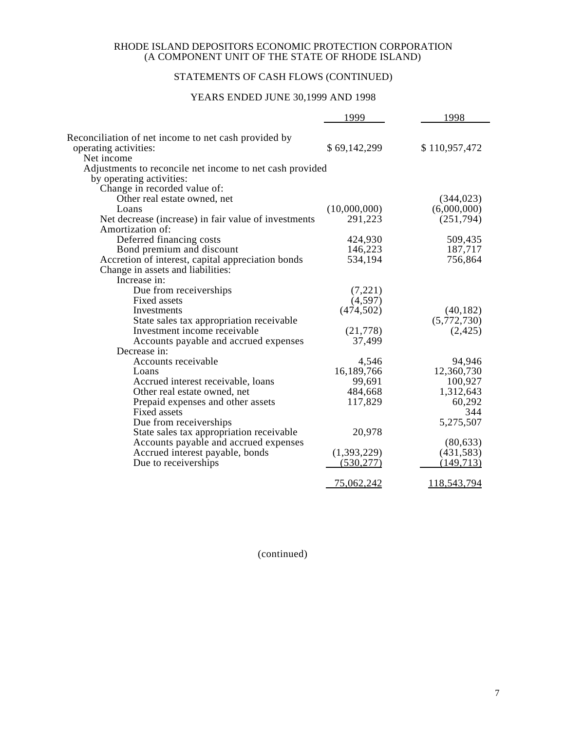RHODE ISLAND DEPOSITORS ECONOMIC PROTECTION CORPORATION
(A COMPONENT UNIT OF THE STATE OF RHODE ISLAND)

STATEMENTS OF CASH FLOWS (CONTINUED)

YEARS ENDED JUNE 30,1999 AND 1998

| | 1999 | 1998 |
|---|---|---|
| Reconciliation of net income to net cash provided by operating activities: | | |
| Net income | $ 69,142,299 | $ 110,957,472 |
| Adjustments to reconcile net income to net cash provided by operating activities: | | |
| Change in recorded value of: | | |
| Other real estate owned, net | | (344,023) |
| Loans | (10,000,000) | (6,000,000) |
| Net decrease (increase) in fair value of investments | 291,223 | (251,794) |
| Amortization of: | | |
| Deferred financing costs | 424,930 | 509,435 |
| Bond premium and discount | 146,223 | 187,717 |
| Accretion of interest, capital appreciation bonds | 534,194 | 756,864 |
| Change in assets and liabilities: | | |
| Increase in: | | |
| Due from receiverships | (7,221) | |
| Fixed assets | (4,597) | |
| Investments | (474,502) | (40,182) |
| State sales tax appropriation receivable | | (5,772,730) |
| Investment income receivable | (21,778) | (2,425) |
| Accounts payable and accrued expenses | 37,499 | |
| Decrease in: | | |
| Accounts receivable | 4,546 | 94,946 |
| Loans | 16,189,766 | 12,360,730 |
| Accrued interest receivable, loans | 99,691 | 100,927 |
| Other real estate owned, net | 484,668 | 1,312,643 |
| Prepaid expenses and other assets | 117,829 | 60,292 |
| Fixed assets | | 344 |
| Due from receiverships | | 5,275,507 |
| State sales tax appropriation receivable | 20,978 | |
| Accounts payable and accrued expenses | | (80,633) |
| Accrued interest payable, bonds | (1,393,229) | (431,583) |
| Due to receiverships | (530,277) | (149,713) |
| | 75,062,242 | 118,543,794 |

(continued)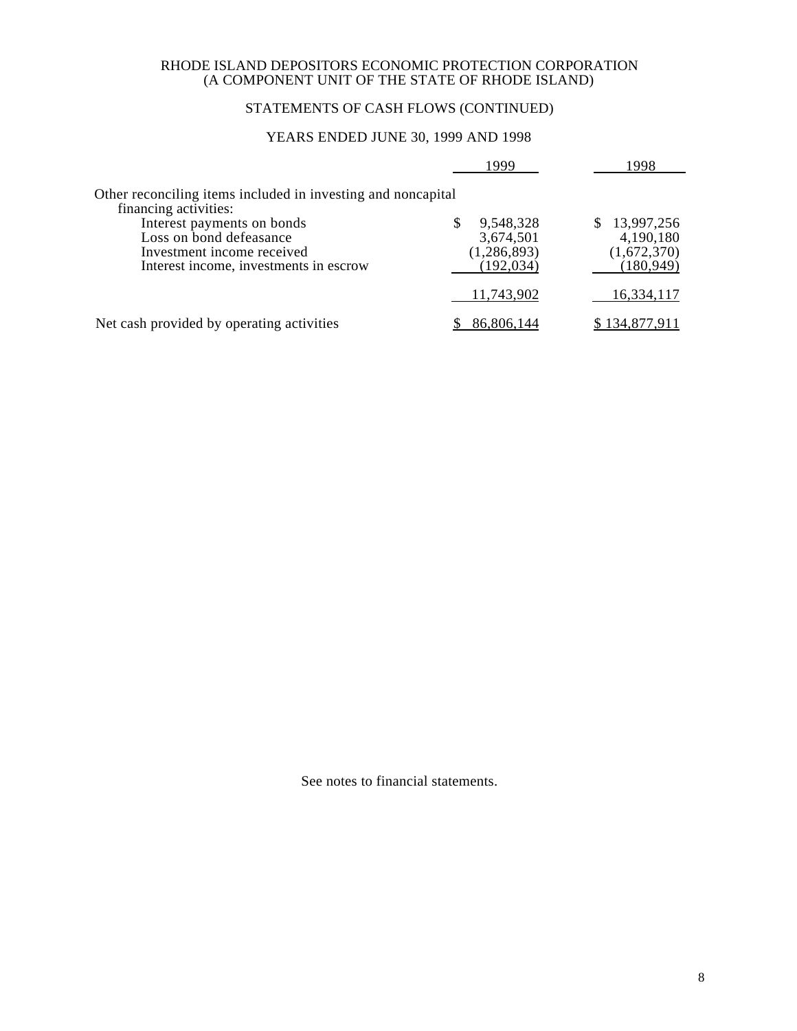RHODE ISLAND DEPOSITORS ECONOMIC PROTECTION CORPORATION
(A COMPONENT UNIT OF THE STATE OF RHODE ISLAND)

STATEMENTS OF CASH FLOWS (CONTINUED)

YEARS ENDED JUNE 30, 1999 AND 1998

| | 1999 | 1998 |
|---|---|---|
| Other reconciling items included in investing and noncapital financing activities: | | |
| Interest payments on bonds | $ 9,548,328 | $ 13,997,256 |
| Loss on bond defeasance | 3,674,501 | 4,190,180 |
| Investment income received | (1,286,893) | (1,672,370) |
| Interest income, investments in escrow | (192,034) | (180,949) |
| | 11,743,902 | 16,334,117 |
| Net cash provided by operating activities | $ 86,806,144 | $ 134,877,911 |

See notes to financial statements.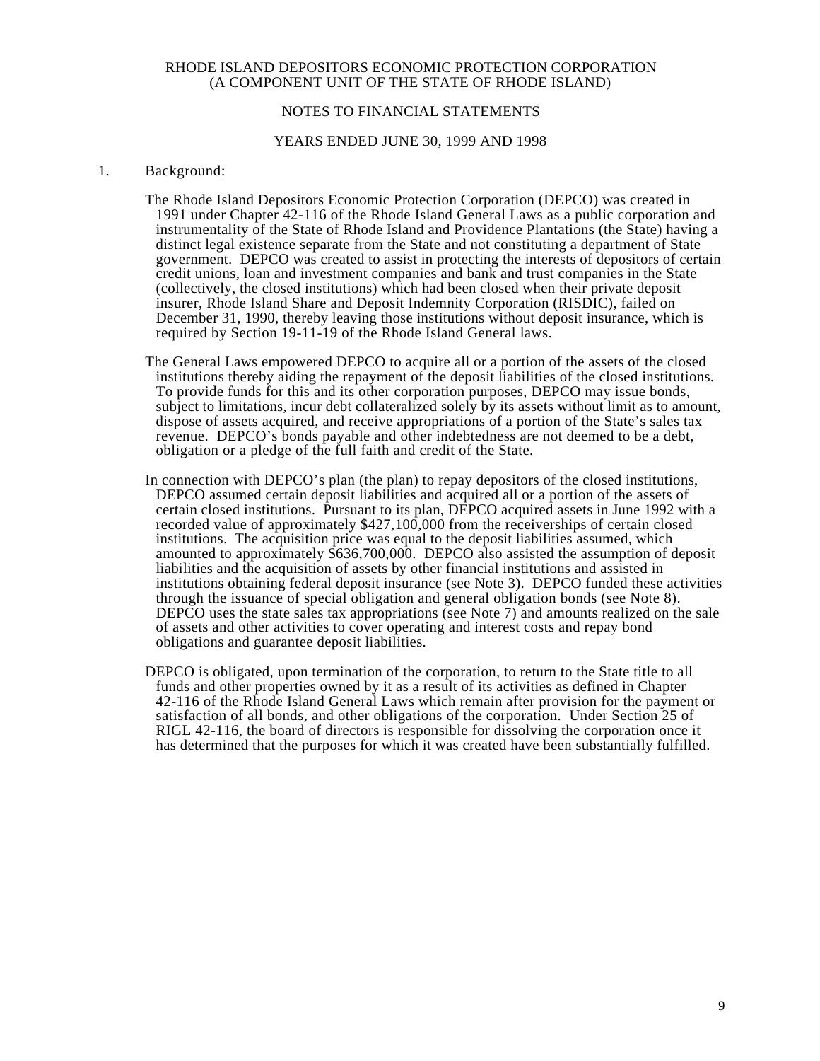RHODE ISLAND DEPOSITORS ECONOMIC PROTECTION CORPORATION
(A COMPONENT UNIT OF THE STATE OF RHODE ISLAND)

NOTES TO FINANCIAL STATEMENTS

YEARS ENDED JUNE 30, 1999 AND 1998

1. Background:

The Rhode Island Depositors Economic Protection Corporation (DEPCO) was created in 1991 under Chapter 42-116 of the Rhode Island General Laws as a public corporation and instrumentality of the State of Rhode Island and Providence Plantations (the State) having a distinct legal existence separate from the State and not constituting a department of State government. DEPCO was created to assist in protecting the interests of depositors of certain credit unions, loan and investment companies and bank and trust companies in the State (collectively, the closed institutions) which had been closed when their private deposit insurer, Rhode Island Share and Deposit Indemnity Corporation (RISDIC), failed on December 31, 1990, thereby leaving those institutions without deposit insurance, which is required by Section 19-11-19 of the Rhode Island General laws.

The General Laws empowered DEPCO to acquire all or a portion of the assets of the closed institutions thereby aiding the repayment of the deposit liabilities of the closed institutions. To provide funds for this and its other corporation purposes, DEPCO may issue bonds, subject to limitations, incur debt collateralized solely by its assets without limit as to amount, dispose of assets acquired, and receive appropriations of a portion of the State's sales tax revenue. DEPCO's bonds payable and other indebtedness are not deemed to be a debt, obligation or a pledge of the full faith and credit of the State.

In connection with DEPCO's plan (the plan) to repay depositors of the closed institutions, DEPCO assumed certain deposit liabilities and acquired all or a portion of the assets of certain closed institutions. Pursuant to its plan, DEPCO acquired assets in June 1992 with a recorded value of approximately \$427,100,000 from the receiverships of certain closed institutions. The acquisition price was equal to the deposit liabilities assumed, which amounted to approximately \$636,700,000. DEPCO also assisted the assumption of deposit liabilities and the acquisition of assets by other financial institutions and assisted in institutions obtaining federal deposit insurance (see Note 3). DEPCO funded these activities through the issuance of special obligation and general obligation bonds (see Note 8). DEPCO uses the state sales tax appropriations (see Note 7) and amounts realized on the sale of assets and other activities to cover operating and interest costs and repay bond obligations and guarantee deposit liabilities.

DEPCO is obligated, upon termination of the corporation, to return to the State title to all funds and other properties owned by it as a result of its activities as defined in Chapter 42-116 of the Rhode Island General Laws which remain after provision for the payment or satisfaction of all bonds, and other obligations of the corporation. Under Section 25 of RIGL 42-116, the board of directors is responsible for dissolving the corporation once it has determined that the purposes for which it was created have been substantially fulfilled.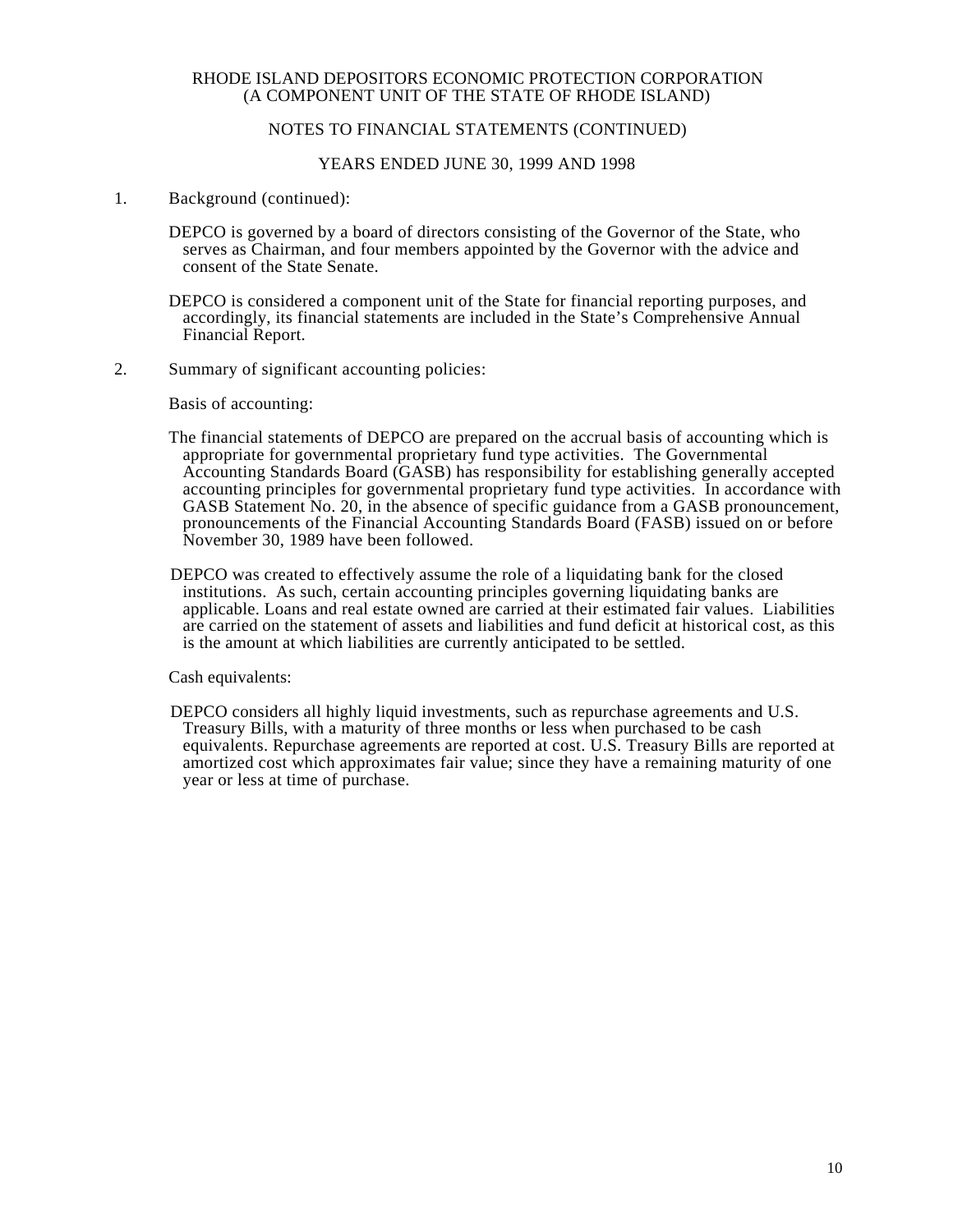RHODE ISLAND DEPOSITORS ECONOMIC PROTECTION CORPORATION
(A COMPONENT UNIT OF THE STATE OF RHODE ISLAND)

NOTES TO FINANCIAL STATEMENTS (CONTINUED)

YEARS ENDED JUNE 30, 1999 AND 1998

1. Background (continued):

DEPCO is governed by a board of directors consisting of the Governor of the State, who serves as Chairman, and four members appointed by the Governor with the advice and consent of the State Senate.

DEPCO is considered a component unit of the State for financial reporting purposes, and accordingly, its financial statements are included in the State's Comprehensive Annual Financial Report.

2. Summary of significant accounting policies:

Basis of accounting:

The financial statements of DEPCO are prepared on the accrual basis of accounting which is appropriate for governmental proprietary fund type activities. The Governmental Accounting Standards Board (GASB) has responsibility for establishing generally accepted accounting principles for governmental proprietary fund type activities. In accordance with GASB Statement No. 20, in the absence of specific guidance from a GASB pronouncement, pronouncements of the Financial Accounting Standards Board (FASB) issued on or before November 30, 1989 have been followed.

DEPCO was created to effectively assume the role of a liquidating bank for the closed institutions. As such, certain accounting principles governing liquidating banks are applicable. Loans and real estate owned are carried at their estimated fair values. Liabilities are carried on the statement of assets and liabilities and fund deficit at historical cost, as this is the amount at which liabilities are currently anticipated to be settled.

Cash equivalents:

DEPCO considers all highly liquid investments, such as repurchase agreements and U.S. Treasury Bills, with a maturity of three months or less when purchased to be cash equivalents. Repurchase agreements are reported at cost. U.S. Treasury Bills are reported at amortized cost which approximates fair value; since they have a remaining maturity of one year or less at time of purchase.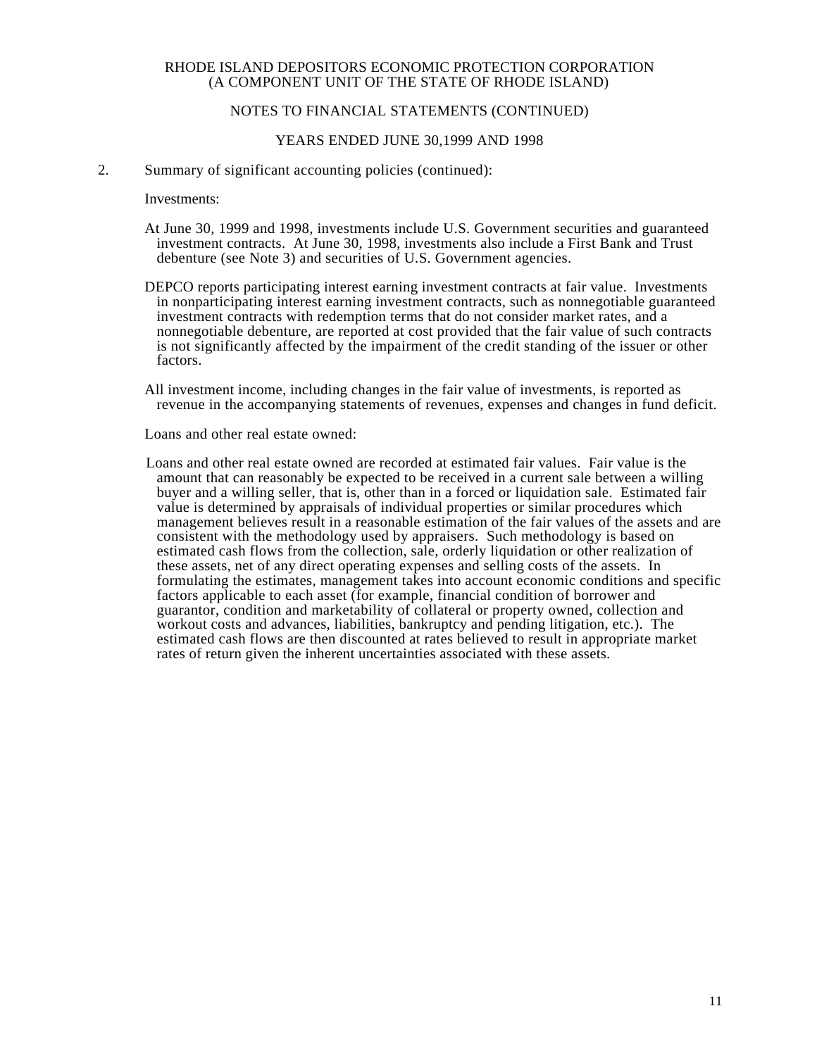RHODE ISLAND DEPOSITORS ECONOMIC PROTECTION CORPORATION
(A COMPONENT UNIT OF THE STATE OF RHODE ISLAND)

NOTES TO FINANCIAL STATEMENTS (CONTINUED)

YEARS ENDED JUNE 30,1999 AND 1998

2. Summary of significant accounting policies (continued):

Investments:

At June 30, 1999 and 1998, investments include U.S. Government securities and guaranteed investment contracts. At June 30, 1998, investments also include a First Bank and Trust debenture (see Note 3) and securities of U.S. Government agencies.

DEPCO reports participating interest earning investment contracts at fair value. Investments in nonparticipating interest earning investment contracts, such as nonnegotiable guaranteed investment contracts with redemption terms that do not consider market rates, and a nonnegotiable debenture, are reported at cost provided that the fair value of such contracts is not significantly affected by the impairment of the credit standing of the issuer or other factors.

All investment income, including changes in the fair value of investments, is reported as revenue in the accompanying statements of revenues, expenses and changes in fund deficit.

Loans and other real estate owned:

Loans and other real estate owned are recorded at estimated fair values. Fair value is the amount that can reasonably be expected to be received in a current sale between a willing buyer and a willing seller, that is, other than in a forced or liquidation sale. Estimated fair value is determined by appraisals of individual properties or similar procedures which management believes result in a reasonable estimation of the fair values of the assets and are consistent with the methodology used by appraisers. Such methodology is based on estimated cash flows from the collection, sale, orderly liquidation or other realization of these assets, net of any direct operating expenses and selling costs of the assets. In formulating the estimates, management takes into account economic conditions and specific factors applicable to each asset (for example, financial condition of borrower and guarantor, condition and marketability of collateral or property owned, collection and workout costs and advances, liabilities, bankruptcy and pending litigation, etc.). The estimated cash flows are then discounted at rates believed to result in appropriate market rates of return given the inherent uncertainties associated with these assets.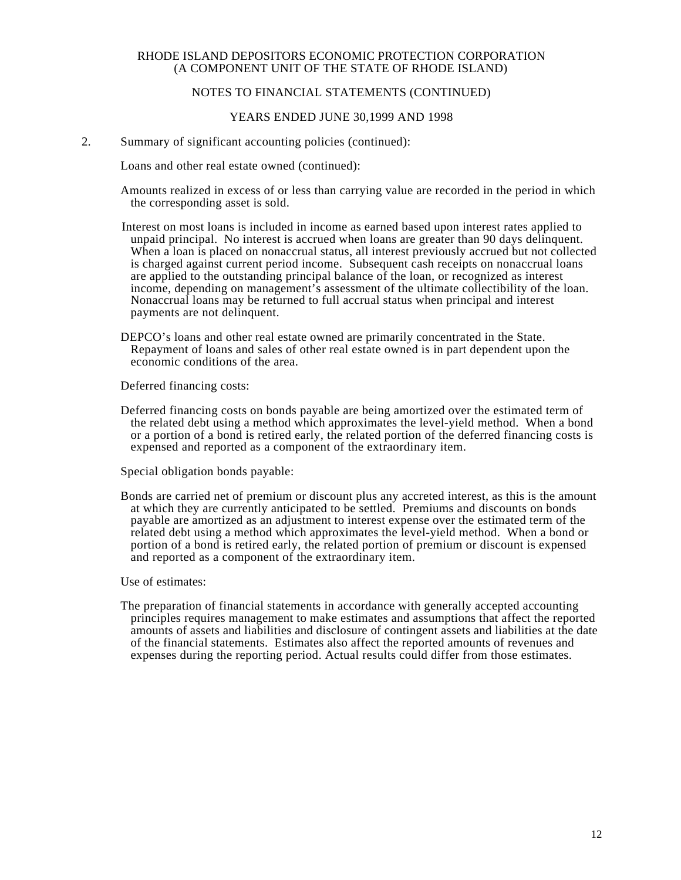RHODE ISLAND DEPOSITORS ECONOMIC PROTECTION CORPORATION
(A COMPONENT UNIT OF THE STATE OF RHODE ISLAND)

NOTES TO FINANCIAL STATEMENTS (CONTINUED)

YEARS ENDED JUNE 30,1999 AND 1998

2. Summary of significant accounting policies (continued):

Loans and other real estate owned (continued):

Amounts realized in excess of or less than carrying value are recorded in the period in which the corresponding asset is sold.

Interest on most loans is included in income as earned based upon interest rates applied to unpaid principal. No interest is accrued when loans are greater than 90 days delinquent. When a loan is placed on nonaccrual status, all interest previously accrued but not collected is charged against current period income. Subsequent cash receipts on nonaccrual loans are applied to the outstanding principal balance of the loan, or recognized as interest income, depending on management's assessment of the ultimate collectibility of the loan. Nonaccrual loans may be returned to full accrual status when principal and interest payments are not delinquent.

DEPCO's loans and other real estate owned are primarily concentrated in the State. Repayment of loans and sales of other real estate owned is in part dependent upon the economic conditions of the area.

Deferred financing costs:

Deferred financing costs on bonds payable are being amortized over the estimated term of the related debt using a method which approximates the level-yield method. When a bond or a portion of a bond is retired early, the related portion of the deferred financing costs is expensed and reported as a component of the extraordinary item.

Special obligation bonds payable:

Bonds are carried net of premium or discount plus any accreted interest, as this is the amount at which they are currently anticipated to be settled. Premiums and discounts on bonds payable are amortized as an adjustment to interest expense over the estimated term of the related debt using a method which approximates the level-yield method. When a bond or portion of a bond is retired early, the related portion of premium or discount is expensed and reported as a component of the extraordinary item.

Use of estimates:

The preparation of financial statements in accordance with generally accepted accounting principles requires management to make estimates and assumptions that affect the reported amounts of assets and liabilities and disclosure of contingent assets and liabilities at the date of the financial statements. Estimates also affect the reported amounts of revenues and expenses during the reporting period. Actual results could differ from those estimates.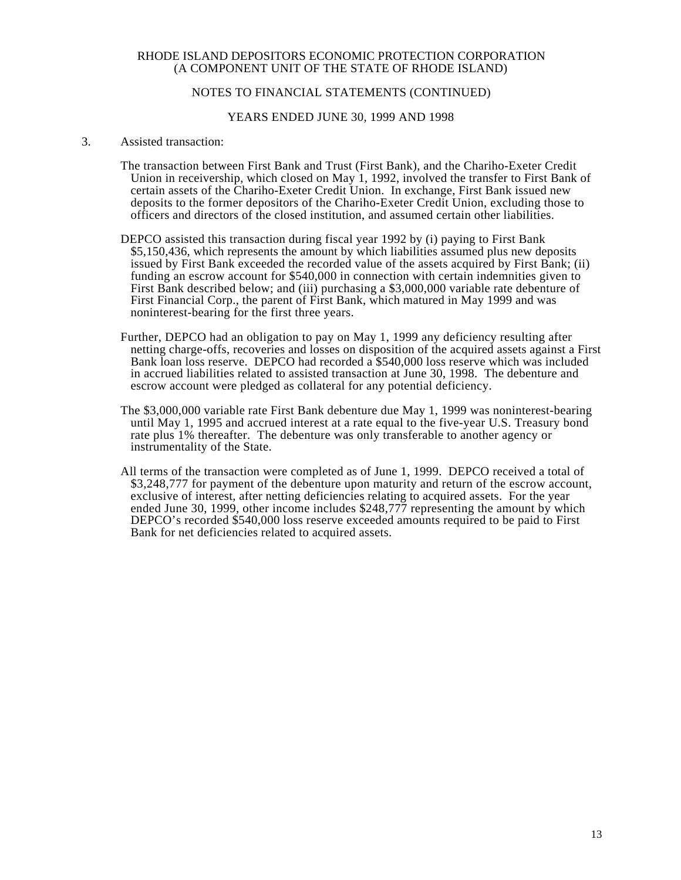RHODE ISLAND DEPOSITORS ECONOMIC PROTECTION CORPORATION
(A COMPONENT UNIT OF THE STATE OF RHODE ISLAND)

NOTES TO FINANCIAL STATEMENTS (CONTINUED)

YEARS ENDED JUNE 30, 1999 AND 1998

3. Assisted transaction:

The transaction between First Bank and Trust (First Bank), and the Chariho-Exeter Credit Union in receivership, which closed on May 1, 1992, involved the transfer to First Bank of certain assets of the Chariho-Exeter Credit Union. In exchange, First Bank issued new deposits to the former depositors of the Chariho-Exeter Credit Union, excluding those to officers and directors of the closed institution, and assumed certain other liabilities.

DEPCO assisted this transaction during fiscal year 1992 by (i) paying to First Bank $5,150,436, which represents the amount by which liabilities assumed plus new deposits issued by First Bank exceeded the recorded value of the assets acquired by First Bank; (ii) funding an escrow account for $540,000 in connection with certain indemnities given to First Bank described below; and (iii) purchasing a $3,000,000 variable rate debenture of First Financial Corp., the parent of First Bank, which matured in May 1999 and was noninterest-bearing for the first three years.

Further, DEPCO had an obligation to pay on May 1, 1999 any deficiency resulting after netting charge-offs, recoveries and losses on disposition of the acquired assets against a First Bank loan loss reserve. DEPCO had recorded a $540,000 loss reserve which was included in accrued liabilities related to assisted transaction at June 30, 1998. The debenture and escrow account were pledged as collateral for any potential deficiency.

The $3,000,000 variable rate First Bank debenture due May 1, 1999 was noninterest-bearing until May 1, 1995 and accrued interest at a rate equal to the five-year U.S. Treasury bond rate plus 1% thereafter. The debenture was only transferable to another agency or instrumentality of the State.

All terms of the transaction were completed as of June 1, 1999. DEPCO received a total of $3,248,777 for payment of the debenture upon maturity and return of the escrow account, exclusive of interest, after netting deficiencies relating to acquired assets. For the year ended June 30, 1999, other income includes $248,777 representing the amount by which DEPCO's recorded $540,000 loss reserve exceeded amounts required to be paid to First Bank for net deficiencies related to acquired assets.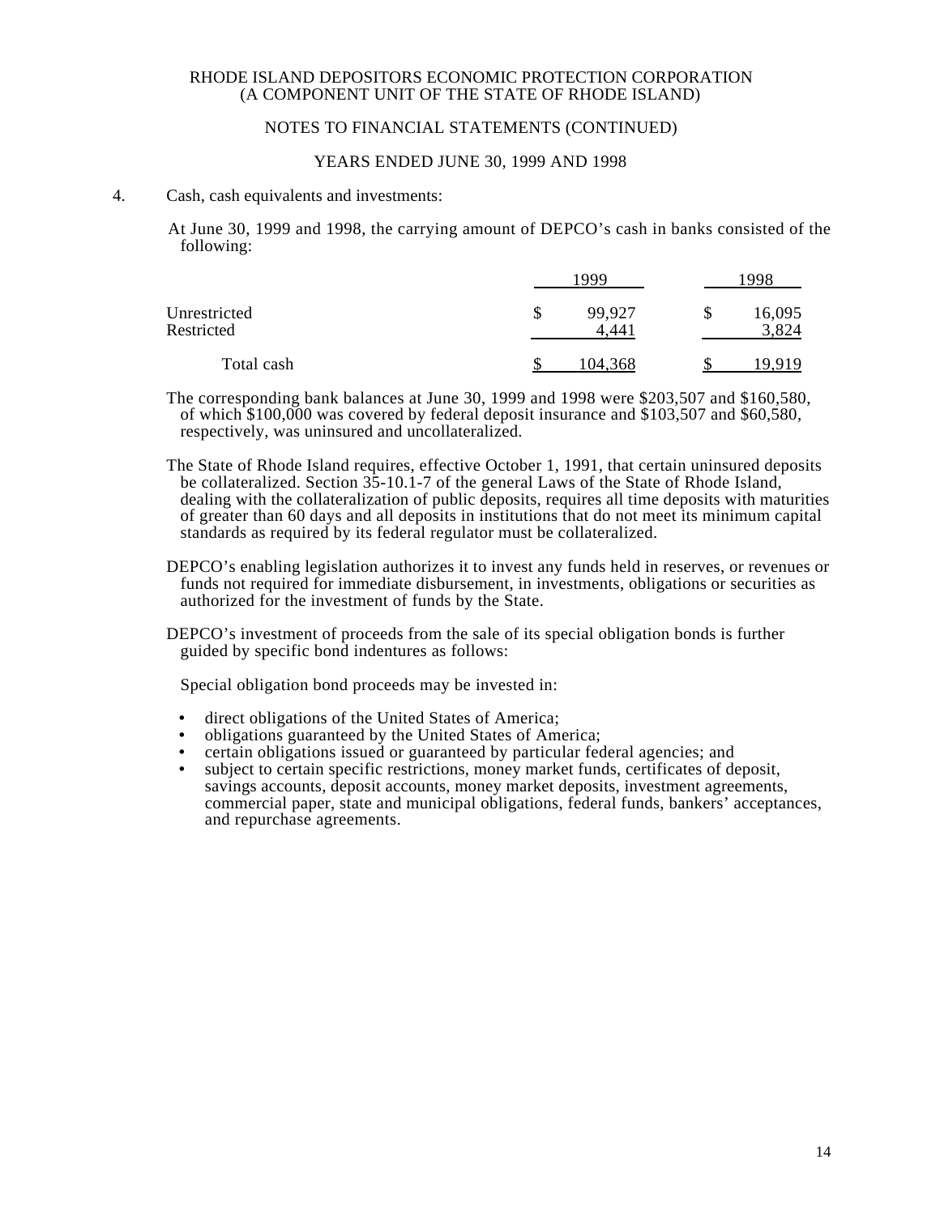RHODE ISLAND DEPOSITORS ECONOMIC PROTECTION CORPORATION
(A COMPONENT UNIT OF THE STATE OF RHODE ISLAND)

NOTES TO FINANCIAL STATEMENTS (CONTINUED)

YEARS ENDED JUNE 30, 1999 AND 1998

4. Cash, cash equivalents and investments:

At June 30, 1999 and 1998, the carrying amount of DEPCO's cash in banks consisted of the following:

| | 1999 | 1998 |
|---|---|---|
| Unrestricted | $ 99,927 | $ 16,095 |
| Restricted | 4,441 | 3,824 |
| Total cash | $ 104,368 | $ 19,919 |

The corresponding bank balances at June 30, 1999 and 1998 were $203,507 and $160,580, of which $100,000 was covered by federal deposit insurance and $103,507 and $60,580, respectively, was uninsured and uncollateralized.

The State of Rhode Island requires, effective October 1, 1991, that certain uninsured deposits be collateralized. Section 35-10.1-7 of the general Laws of the State of Rhode Island, dealing with the collateralization of public deposits, requires all time deposits with maturities of greater than 60 days and all deposits in institutions that do not meet its minimum capital standards as required by its federal regulator must be collateralized.

DEPCO's enabling legislation authorizes it to invest any funds held in reserves, or revenues or funds not required for immediate disbursement, in investments, obligations or securities as authorized for the investment of funds by the State.

DEPCO's investment of proceeds from the sale of its special obligation bonds is further guided by specific bond indentures as follows:

Special obligation bond proceeds may be invested in:

- direct obligations of the United States of America;
- obligations guaranteed by the United States of America;
- certain obligations issued or guaranteed by particular federal agencies; and
- subject to certain specific restrictions, money market funds, certificates of deposit, savings accounts, deposit accounts, money market deposits, investment agreements, commercial paper, state and municipal obligations, federal funds, bankers' acceptances, and repurchase agreements.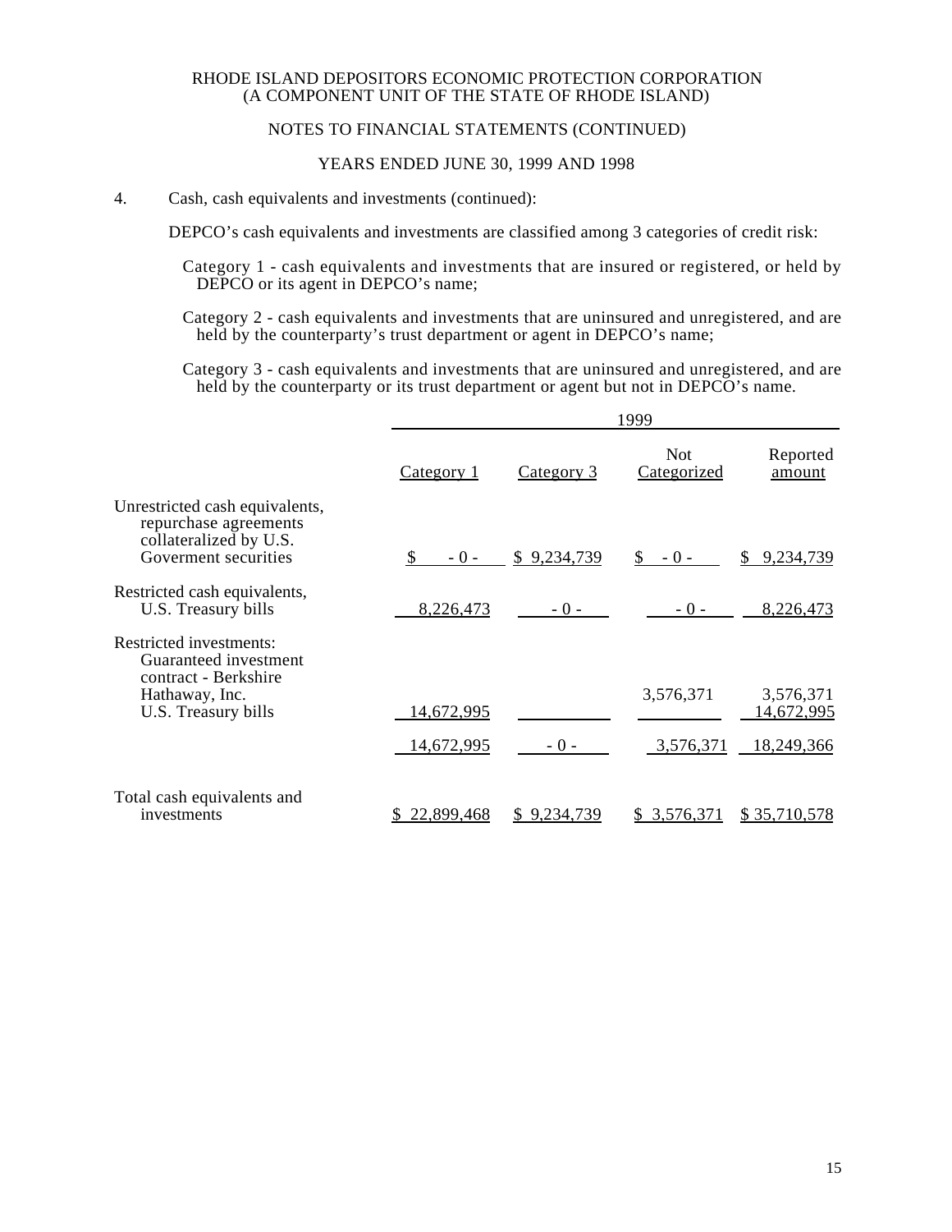RHODE ISLAND DEPOSITORS ECONOMIC PROTECTION CORPORATION
(A COMPONENT UNIT OF THE STATE OF RHODE ISLAND)

NOTES TO FINANCIAL STATEMENTS (CONTINUED)

YEARS ENDED JUNE 30, 1999 AND 1998

4. Cash, cash equivalents and investments (continued):

DEPCO's cash equivalents and investments are classified among 3 categories of credit risk:

Category 1 - cash equivalents and investments that are insured or registered, or held by DEPCO or its agent in DEPCO's name;

Category 2 - cash equivalents and investments that are uninsured and unregistered, and are held by the counterparty's trust department or agent in DEPCO's name;

Category 3 - cash equivalents and investments that are uninsured and unregistered, and are held by the counterparty or its trust department or agent but not in DEPCO's name.

| | 1999 | | | |
|---|---|---|---|---|
| | Category 1 | Category 3 | Not Categorized | Reported amount |
| Unrestricted cash equivalents, repurchase agreements collateralized by U.S. Goverment securities | $ - 0 - | $ 9,234,739 | $ - 0 - | $ 9,234,739 |
| Restricted cash equivalents, U.S. Treasury bills | 8,226,473 | - 0 - | - 0 - | 8,226,473 |
| Restricted investments: | | | | |
| Guaranteed investment contract - Berkshire Hathaway, Inc. | | | 3,576,371 | 3,576,371 |
| U.S. Treasury bills | 14,672,995 | | | 14,672,995 |
| | 14,672,995 | - 0 - | 3,576,371 | 18,249,366 |
| Total cash equivalents and investments | $ 22,899,468 | $ 9,234,739 | $ 3,576,371 | $ 35,710,578 |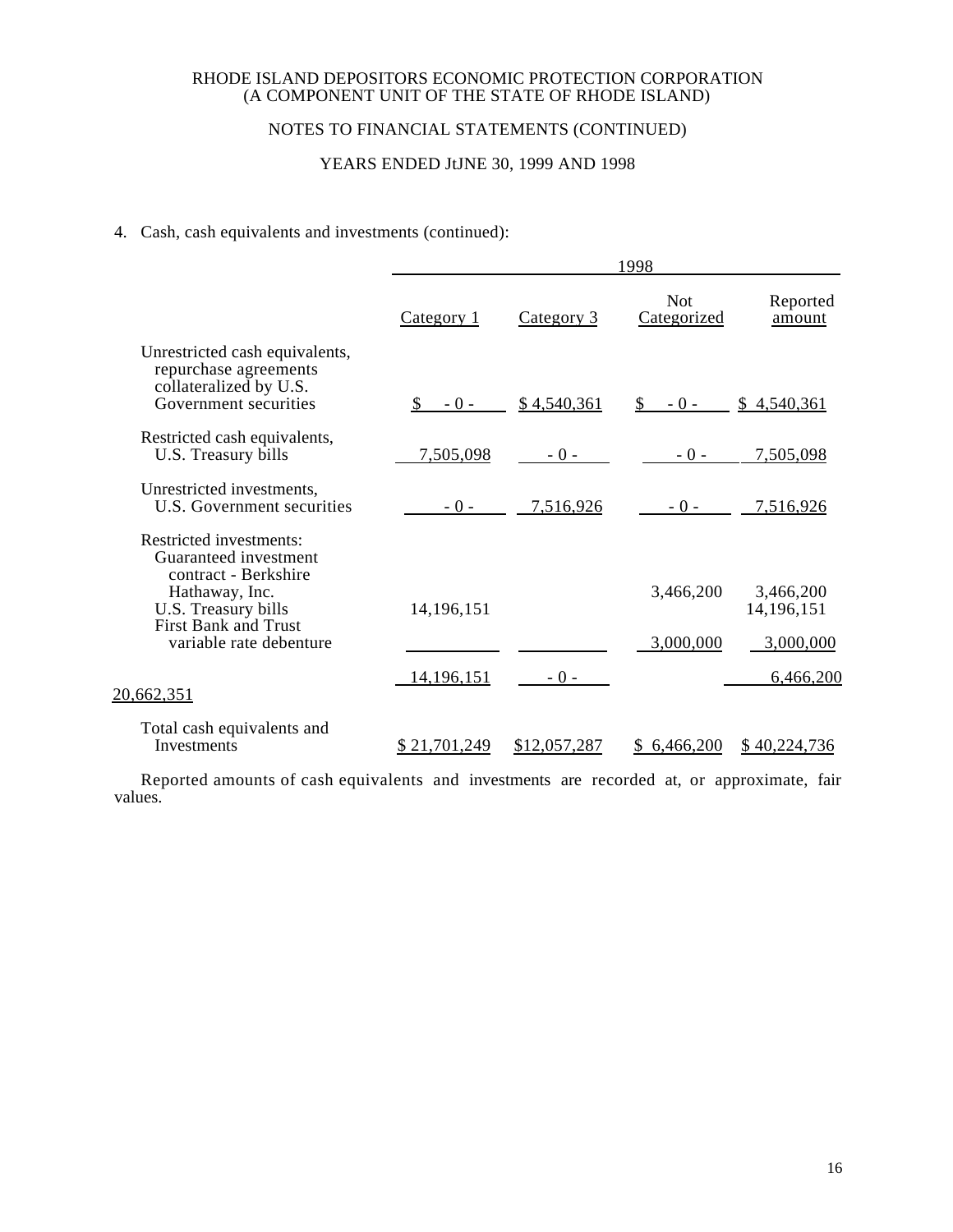RHODE ISLAND DEPOSITORS ECONOMIC PROTECTION CORPORATION
(A COMPONENT UNIT OF THE STATE OF RHODE ISLAND)

NOTES TO FINANCIAL STATEMENTS (CONTINUED)

YEARS ENDED JtJNE 30, 1999 AND 1998

4. Cash, cash equivalents and investments (continued):

| | 1998 | | | |
|---|---|---|---|---|
| | Category 1 | Category 3 | Not Categorized | Reported amount |
| Unrestricted cash equivalents, repurchase agreements collateralized by U.S. Government securities | $ - 0 - | $ 4,540,361 | $ - 0 - | $ 4,540,361 |
| Restricted cash equivalents, U.S. Treasury bills | 7,505,098 | - 0 - | - 0 - | 7,505,098 |
| Unrestricted investments, U.S. Government securities | - 0 - | 7,516,926 | - 0 - | 7,516,926 |
| Restricted investments: | | | | |
| Guaranteed investment contract - Berkshire Hathaway, Inc. | | | 3,466,200 | 3,466,200 |
| U.S. Treasury bills | 14,196,151 | | | 14,196,151 |
| First Bank and Trust variable rate debenture | | | 3,000,000 | 3,000,000 |
| | 14,196,151 | - 0 - | 6,466,200 | 20,662,351 |
| Total cash equivalents and Investments | $ 21,701,249 | $12,057,287 | $ 6,466,200 | $ 40,224,736 |

Reported amounts of cash equivalents and investments are recorded at, or approximate, fair values.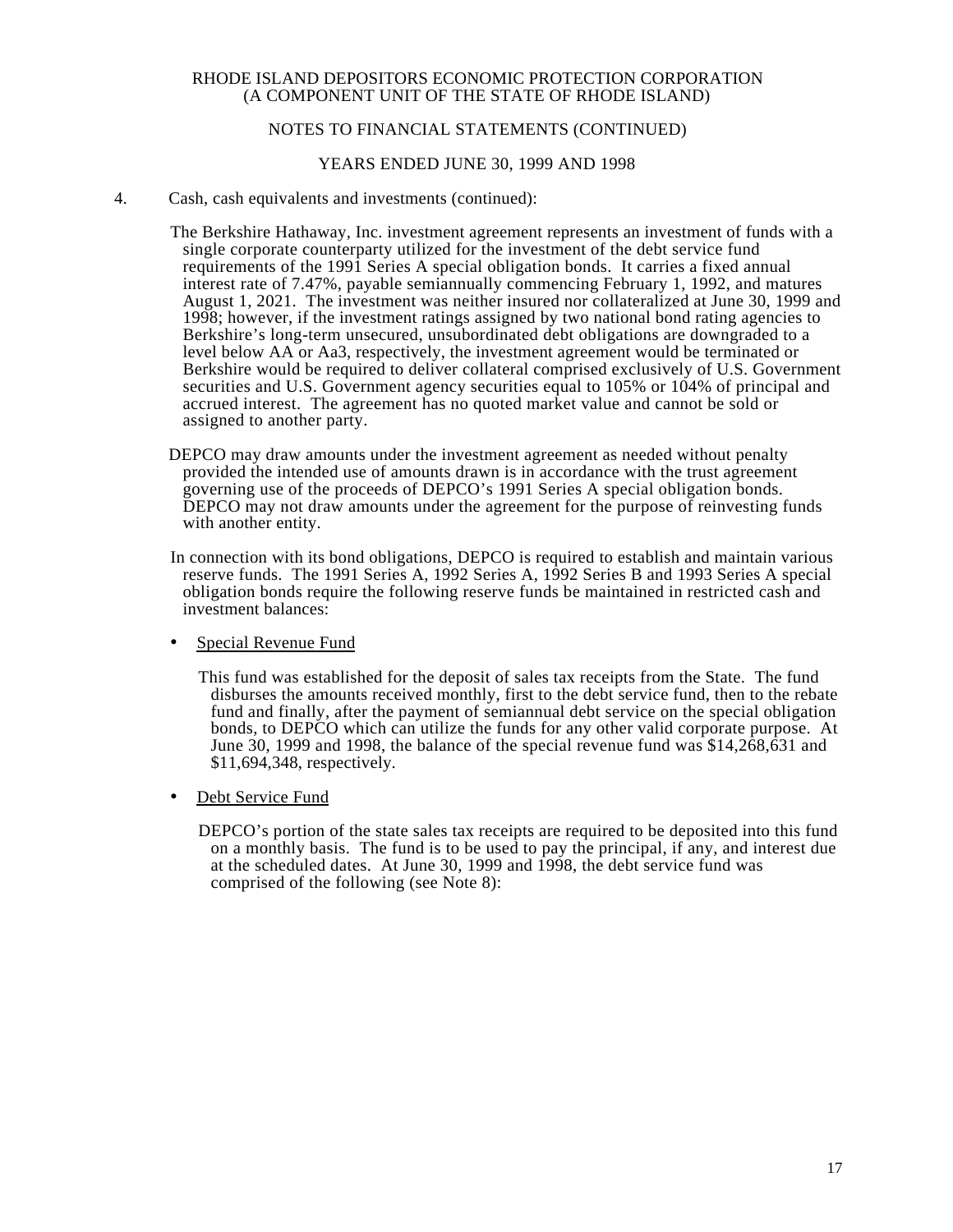4. Cash, cash equivalents and investments (continued):

The Berkshire Hathaway, Inc. investment agreement represents an investment of funds with a single corporate counterparty utilized for the investment of the debt service fund requirements of the 1991 Series A special obligation bonds. It carries a fixed annual interest rate of 7.47%, payable semiannually commencing February 1, 1992, and matures August 1, 2021. The investment was neither insured nor collateralized at June 30, 1999 and 1998; however, if the investment ratings assigned by two national bond rating agencies to Berkshire's long-term unsecured, unsubordinated debt obligations are downgraded to a level below AA or Aa3, respectively, the investment agreement would be terminated or Berkshire would be required to deliver collateral comprised exclusively of U.S. Government securities and U.S. Government agency securities equal to 105% or 104% of principal and accrued interest. The agreement has no quoted market value and cannot be sold or assigned to another party.

DEPCO may draw amounts under the investment agreement as needed without penalty provided the intended use of amounts drawn is in accordance with the trust agreement governing use of the proceeds of DEPCO's 1991 Series A special obligation bonds. DEPCO may not draw amounts under the agreement for the purpose of reinvesting funds with another entity.

In connection with its bond obligations, DEPCO is required to establish and maintain various reserve funds. The 1991 Series A, 1992 Series A, 1992 Series B and 1993 Series A special obligation bonds require the following reserve funds be maintained in restricted cash and investment balances:

- Special Revenue Fund

  This fund was established for the deposit of sales tax receipts from the State. The fund disburses the amounts received monthly, first to the debt service fund, then to the rebate fund and finally, after the payment of semiannual debt service on the special obligation bonds, to DEPCO which can utilize the funds for any other valid corporate purpose. At June 30, 1999 and 1998, the balance of the special revenue fund was $14,268,631 and $11,694,348, respectively.

- Debt Service Fund

  DEPCO's portion of the state sales tax receipts are required to be deposited into this fund on a monthly basis. The fund is to be used to pay the principal, if any, and interest due at the scheduled dates. At June 30, 1999 and 1998, the debt service fund was comprised of the following (see Note 8):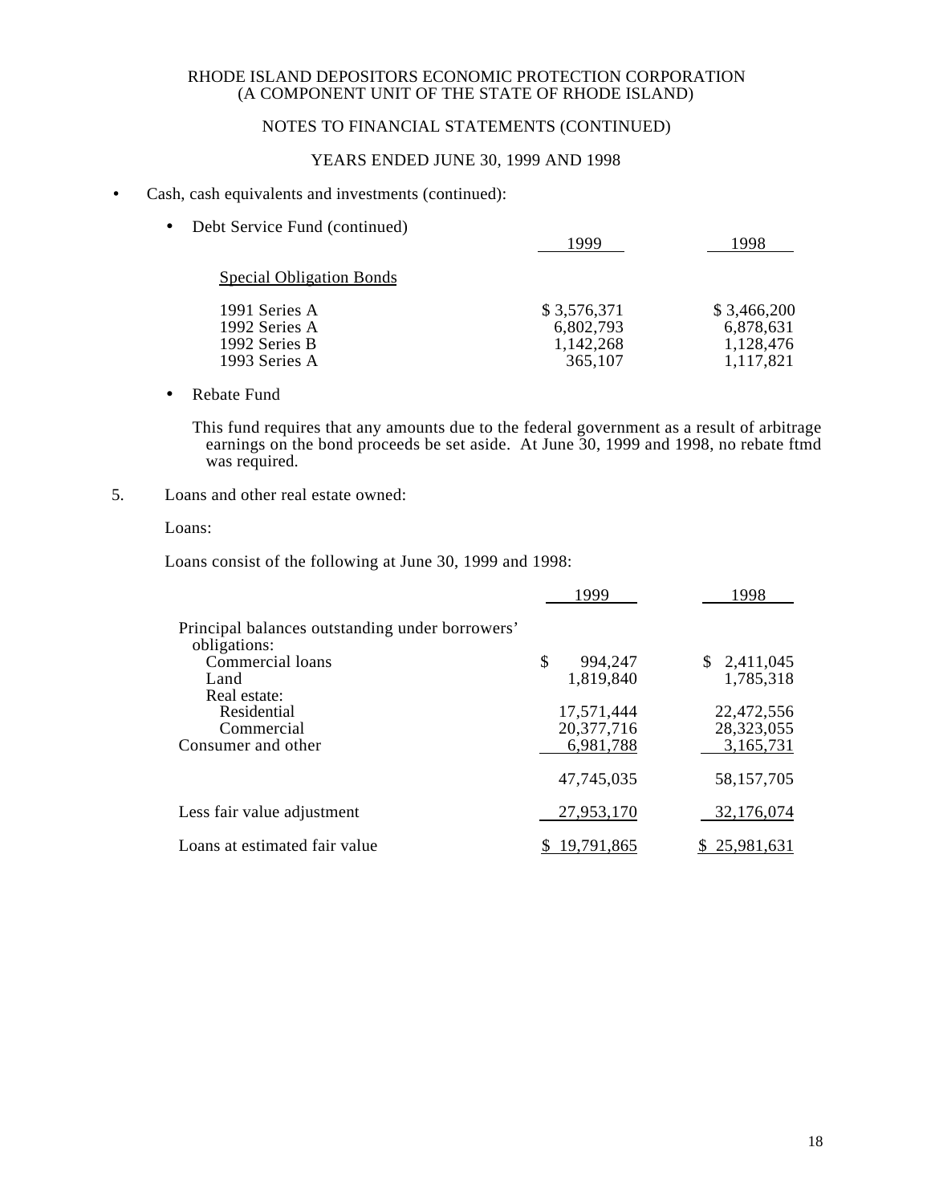RHODE ISLAND DEPOSITORS ECONOMIC PROTECTION CORPORATION
(A COMPONENT UNIT OF THE STATE OF RHODE ISLAND)

NOTES TO FINANCIAL STATEMENTS (CONTINUED)

YEARS ENDED JUNE 30, 1999 AND 1998

- Cash, cash equivalents and investments (continued):

  - Debt Service Fund (continued)

| | 1999 | 1998 |
|---|---|---|
| Special Obligation Bonds | | |
| 1991 Series A | $ 3,576,371 | $ 3,466,200 |
| 1992 Series A | 6,802,793 | 6,878,631 |
| 1992 Series B | 1,142,268 | 1,128,476 |
| 1993 Series A | 365,107 | 1,117,821 |

  - Rebate Fund

    This fund requires that any amounts due to the federal government as a result of arbitrage earnings on the bond proceeds be set aside. At June 30, 1999 and 1998, no rebate ftmd was required.

5. Loans and other real estate owned:

Loans:

Loans consist of the following at June 30, 1999 and 1998:

| | 1999 | 1998 |
|---|---|---|
| Principal balances outstanding under borrowers' obligations: | | |
| Commercial loans | $ 994,247 | $ 2,411,045 |
| Land | 1,819,840 | 1,785,318 |
| Real estate: | | |
| Residential | 17,571,444 | 22,472,556 |
| Commercial | 20,377,716 | 28,323,055 |
| Consumer and other | 6,981,788 | 3,165,731 |
| | 47,745,035 | 58,157,705 |
| Less fair value adjustment | 27,953,170 | 32,176,074 |
| Loans at estimated fair value | $ 19,791,865 | $ 25,981,631 |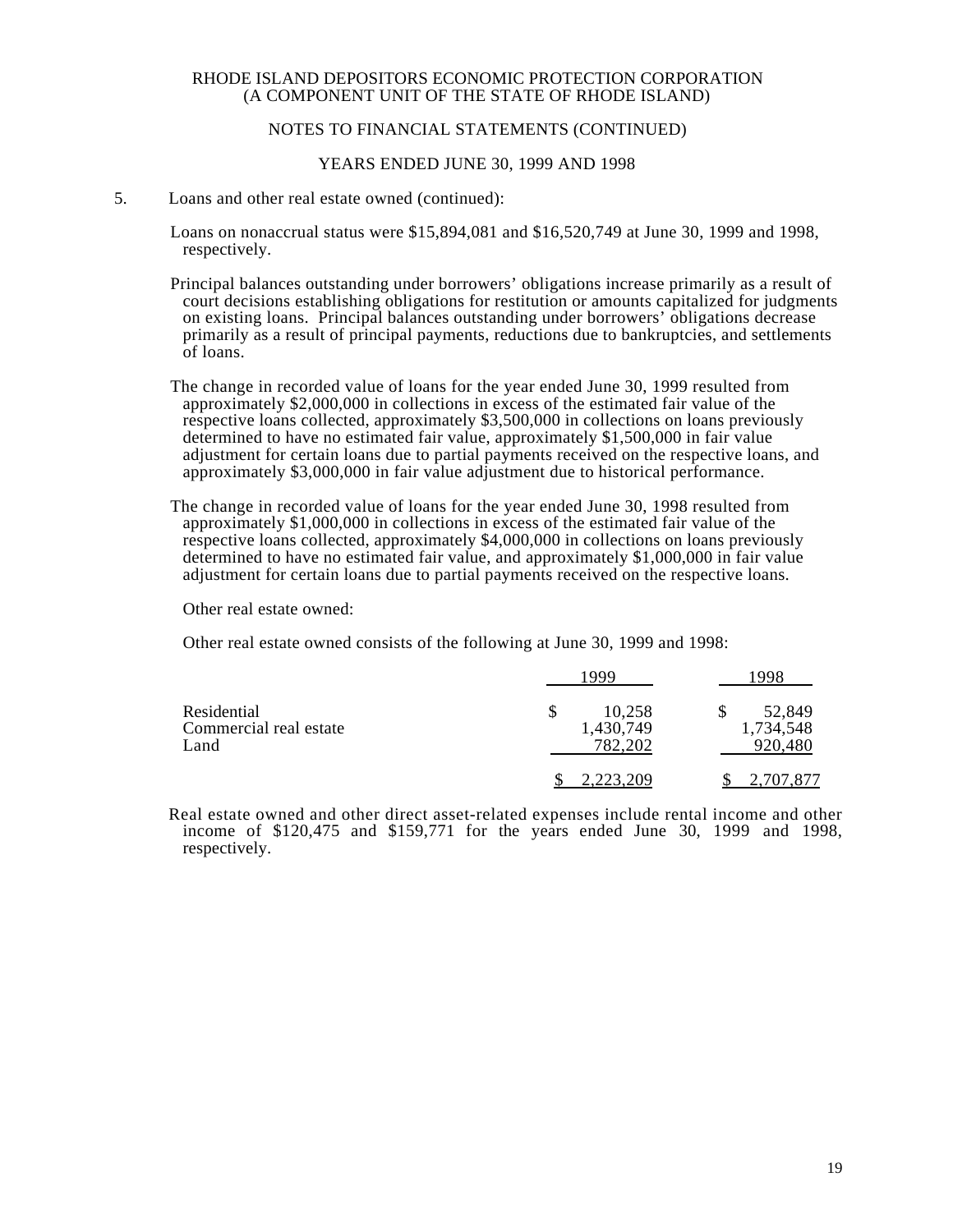RHODE ISLAND DEPOSITORS ECONOMIC PROTECTION CORPORATION
(A COMPONENT UNIT OF THE STATE OF RHODE ISLAND)

NOTES TO FINANCIAL STATEMENTS (CONTINUED)

YEARS ENDED JUNE 30, 1999 AND 1998

5. Loans and other real estate owned (continued):

Loans on nonaccrual status were $15,894,081 and $16,520,749 at June 30, 1999 and 1998, respectively.

Principal balances outstanding under borrowers' obligations increase primarily as a result of court decisions establishing obligations for restitution or amounts capitalized for judgments on existing loans. Principal balances outstanding under borrowers' obligations decrease primarily as a result of principal payments, reductions due to bankruptcies, and settlements of loans.

The change in recorded value of loans for the year ended June 30, 1999 resulted from approximately $2,000,000 in collections in excess of the estimated fair value of the respective loans collected, approximately $3,500,000 in collections on loans previously determined to have no estimated fair value, approximately $1,500,000 in fair value adjustment for certain loans due to partial payments received on the respective loans, and approximately $3,000,000 in fair value adjustment due to historical performance.

The change in recorded value of loans for the year ended June 30, 1998 resulted from approximately $1,000,000 in collections in excess of the estimated fair value of the respective loans collected, approximately $4,000,000 in collections on loans previously determined to have no estimated fair value, and approximately $1,000,000 in fair value adjustment for certain loans due to partial payments received on the respective loans.

Other real estate owned:

Other real estate owned consists of the following at June 30, 1999 and 1998:

| | 1999 | 1998 |
|---|---|---|
| Residential | $ 10,258 | $ 52,849 |
| Commercial real estate | 1,430,749 | 1,734,548 |
| Land | 782,202 | 920,480 |
| | $ 2,223,209 | $ 2,707,877 |

Real estate owned and other direct asset-related expenses include rental income and other income of $120,475 and $159,771 for the years ended June 30, 1999 and 1998, respectively.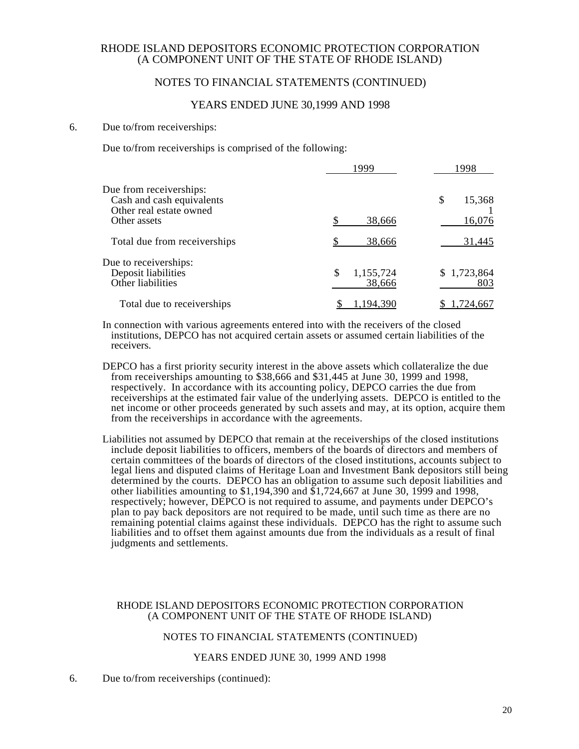RHODE ISLAND DEPOSITORS ECONOMIC PROTECTION CORPORATION
(A COMPONENT UNIT OF THE STATE OF RHODE ISLAND)

NOTES TO FINANCIAL STATEMENTS (CONTINUED)

YEARS ENDED JUNE 30,1999 AND 1998

6. Due to/from receiverships:

Due to/from receiverships is comprised of the following:

| | 1999 | 1998 |
|---|---|---|
| Due from receiverships: | | |
| Cash and cash equivalents | | $ 15,368 |
| Other real estate owned | | 1 |
| Other assets | $ 38,666 | 16,076 |
| Total due from receiverships | $ 38,666 | 31,445 |
| Due to receiverships: | | |
| Deposit liabilities | $ 1,155,724 | $ 1,723,864 |
| Other liabilities | 38,666 | 803 |
| Total due to receiverships | $ 1,194,390 | $ 1,724,667 |

In connection with various agreements entered into with the receivers of the closed institutions, DEPCO has not acquired certain assets or assumed certain liabilities of the receivers.

DEPCO has a first priority security interest in the above assets which collateralize the due from receiverships amounting to $38,666 and $31,445 at June 30, 1999 and 1998, respectively. In accordance with its accounting policy, DEPCO carries the due from receiverships at the estimated fair value of the underlying assets. DEPCO is entitled to the net income or other proceeds generated by such assets and may, at its option, acquire them from the receiverships in accordance with the agreements.

Liabilities not assumed by DEPCO that remain at the receiverships of the closed institutions include deposit liabilities to officers, members of the boards of directors and members of certain committees of the boards of directors of the closed institutions, accounts subject to legal liens and disputed claims of Heritage Loan and Investment Bank depositors still being determined by the courts. DEPCO has an obligation to assume such deposit liabilities and other liabilities amounting to $1,194,390 and $1,724,667 at June 30, 1999 and 1998, respectively; however, DEPCO is not required to assume, and payments under DEPCO's plan to pay back depositors are not required to be made, until such time as there are no remaining potential claims against these individuals. DEPCO has the right to assume such liabilities and to offset them against amounts due from the individuals as a result of final judgments and settlements.

RHODE ISLAND DEPOSITORS ECONOMIC PROTECTION CORPORATION
(A COMPONENT UNIT OF THE STATE OF RHODE ISLAND)

NOTES TO FINANCIAL STATEMENTS (CONTINUED)

YEARS ENDED JUNE 30, 1999 AND 1998

6. Due to/from receiverships (continued):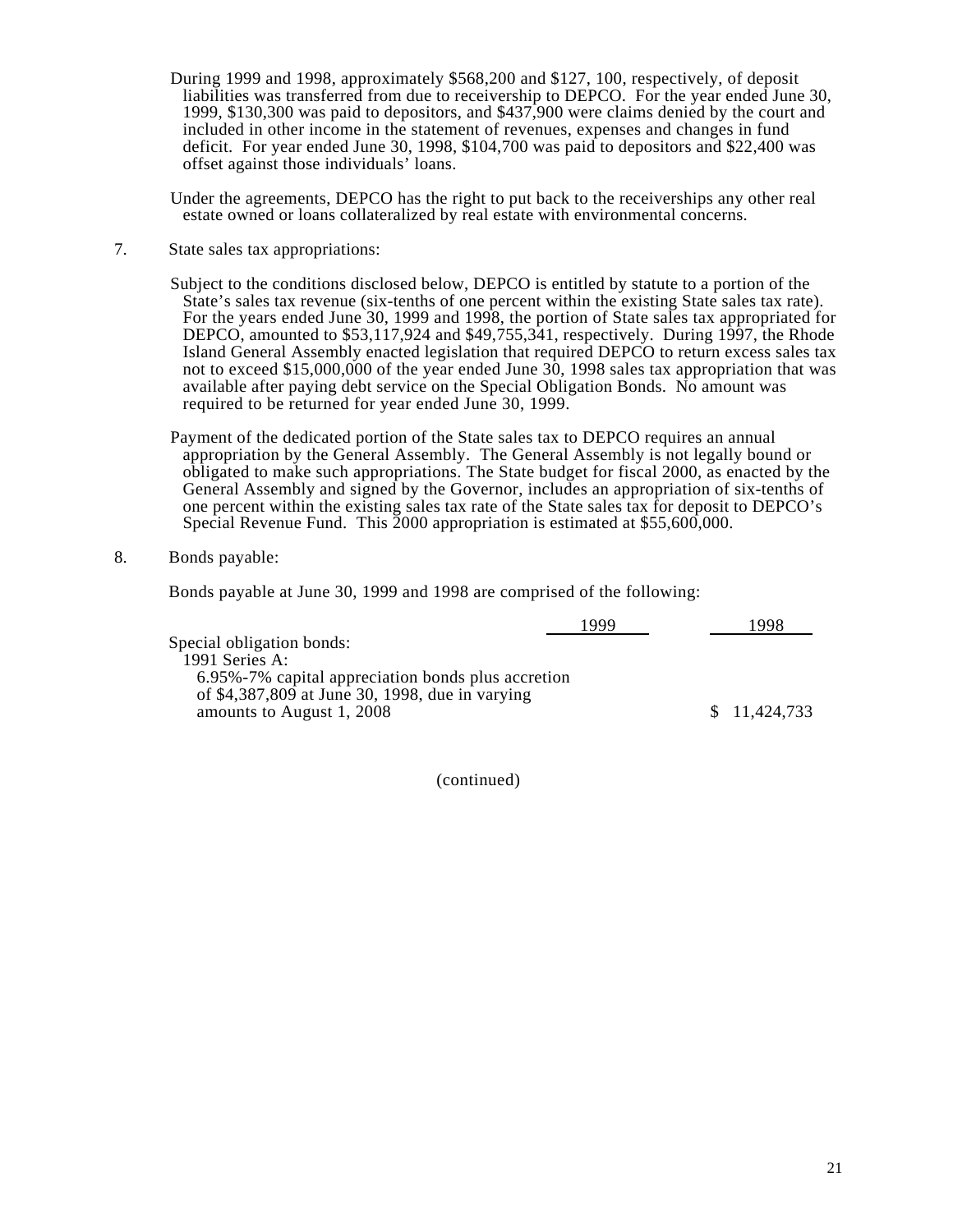During 1999 and 1998, approximately $568,200 and $127, 100, respectively, of deposit liabilities was transferred from due to receivership to DEPCO. For the year ended June 30, 1999, $130,300 was paid to depositors, and $437,900 were claims denied by the court and included in other income in the statement of revenues, expenses and changes in fund deficit. For year ended June 30, 1998, $104,700 was paid to depositors and $22,400 was offset against those individuals' loans.

Under the agreements, DEPCO has the right to put back to the receiverships any other real estate owned or loans collateralized by real estate with environmental concerns.

7. State sales tax appropriations:

Subject to the conditions disclosed below, DEPCO is entitled by statute to a portion of the State's sales tax revenue (six-tenths of one percent within the existing State sales tax rate). For the years ended June 30, 1999 and 1998, the portion of State sales tax appropriated for DEPCO, amounted to $53,117,924 and $49,755,341, respectively. During 1997, the Rhode Island General Assembly enacted legislation that required DEPCO to return excess sales tax not to exceed $15,000,000 of the year ended June 30, 1998 sales tax appropriation that was available after paying debt service on the Special Obligation Bonds. No amount was required to be returned for year ended June 30, 1999.

Payment of the dedicated portion of the State sales tax to DEPCO requires an annual appropriation by the General Assembly. The General Assembly is not legally bound or obligated to make such appropriations. The State budget for fiscal 2000, as enacted by the General Assembly and signed by the Governor, includes an appropriation of six-tenths of one percent within the existing sales tax rate of the State sales tax for deposit to DEPCO's Special Revenue Fund. This 2000 appropriation is estimated at $55,600,000.

8. Bonds payable:

Bonds payable at June 30, 1999 and 1998 are comprised of the following:

| | 1999 | 1998 |
|---|---|---|
| Special obligation bonds: | | |
| 1991 Series A: | | |
| 6.95%-7% capital appreciation bonds plus accretion of $4,387,809 at June 30, 1998, due in varying amounts to August 1, 2008 | | $ 11,424,733 |

(continued)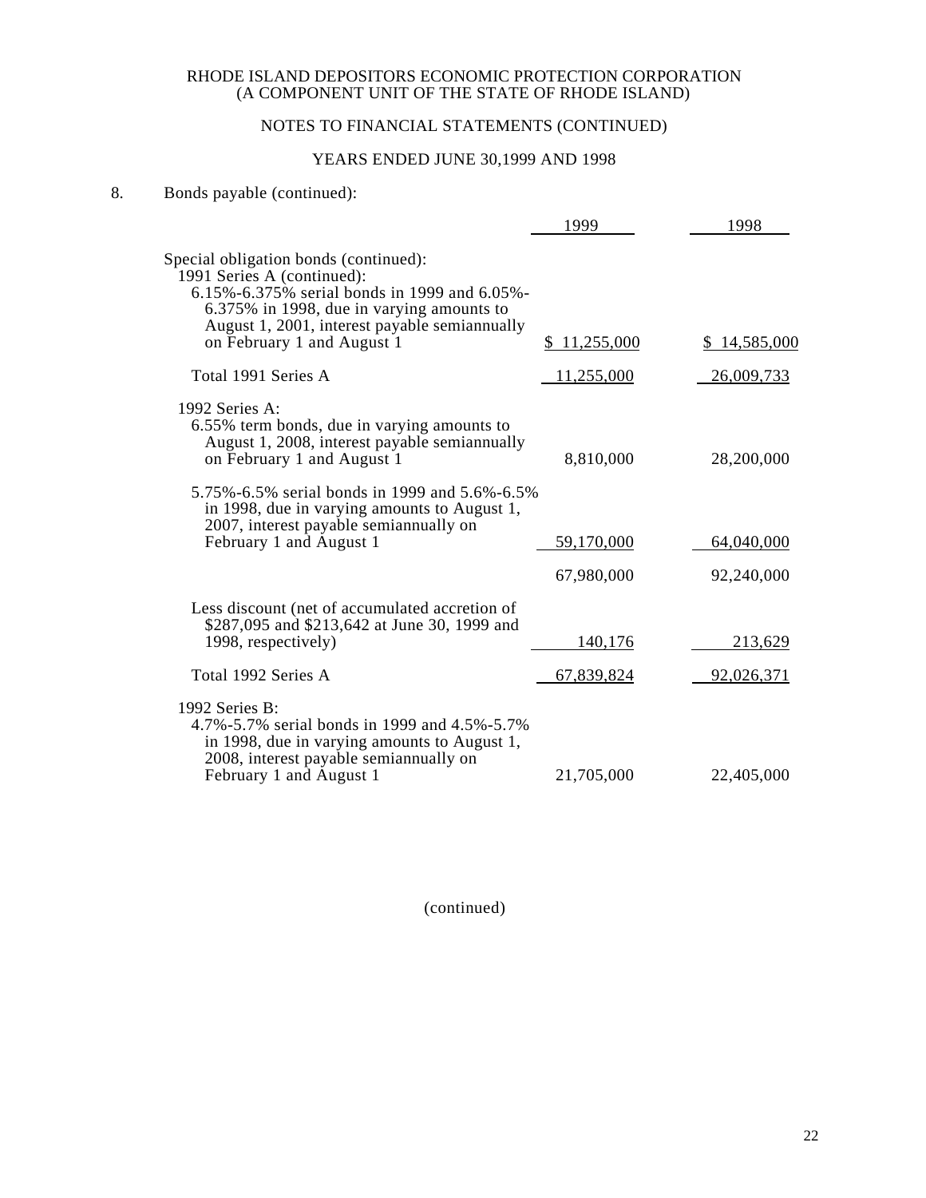RHODE ISLAND DEPOSITORS ECONOMIC PROTECTION CORPORATION
(A COMPONENT UNIT OF THE STATE OF RHODE ISLAND)

NOTES TO FINANCIAL STATEMENTS (CONTINUED)

YEARS ENDED JUNE 30,1999 AND 1998

8. Bonds payable (continued):

| | 1999 | 1998 |
|---|---|---|
| Special obligation bonds (continued): | | |
| 1991 Series A (continued): | | |
| 6.15%-6.375% serial bonds in 1999 and 6.05%-6.375% in 1998, due in varying amounts to August 1, 2001, interest payable semiannually on February 1 and August 1 | $ 11,255,000 | $ 14,585,000 |
| Total 1991 Series A | 11,255,000 | 26,009,733 |
| 1992 Series A: | | |
| 6.55% term bonds, due in varying amounts to August 1, 2008, interest payable semiannually on February 1 and August 1 | 8,810,000 | 28,200,000 |
| 5.75%-6.5% serial bonds in 1999 and 5.6%-6.5% in 1998, due in varying amounts to August 1, 2007, interest payable semiannually on February 1 and August 1 | 59,170,000 | 64,040,000 |
| | 67,980,000 | 92,240,000 |
| Less discount (net of accumulated accretion of $287,095 and $213,642 at June 30, 1999 and 1998, respectively) | 140,176 | 213,629 |
| Total 1992 Series A | 67,839,824 | 92,026,371 |
| 1992 Series B: | | |
| 4.7%-5.7% serial bonds in 1999 and 4.5%-5.7% in 1998, due in varying amounts to August 1, 2008, interest payable semiannually on February 1 and August 1 | 21,705,000 | 22,405,000 |

(continued)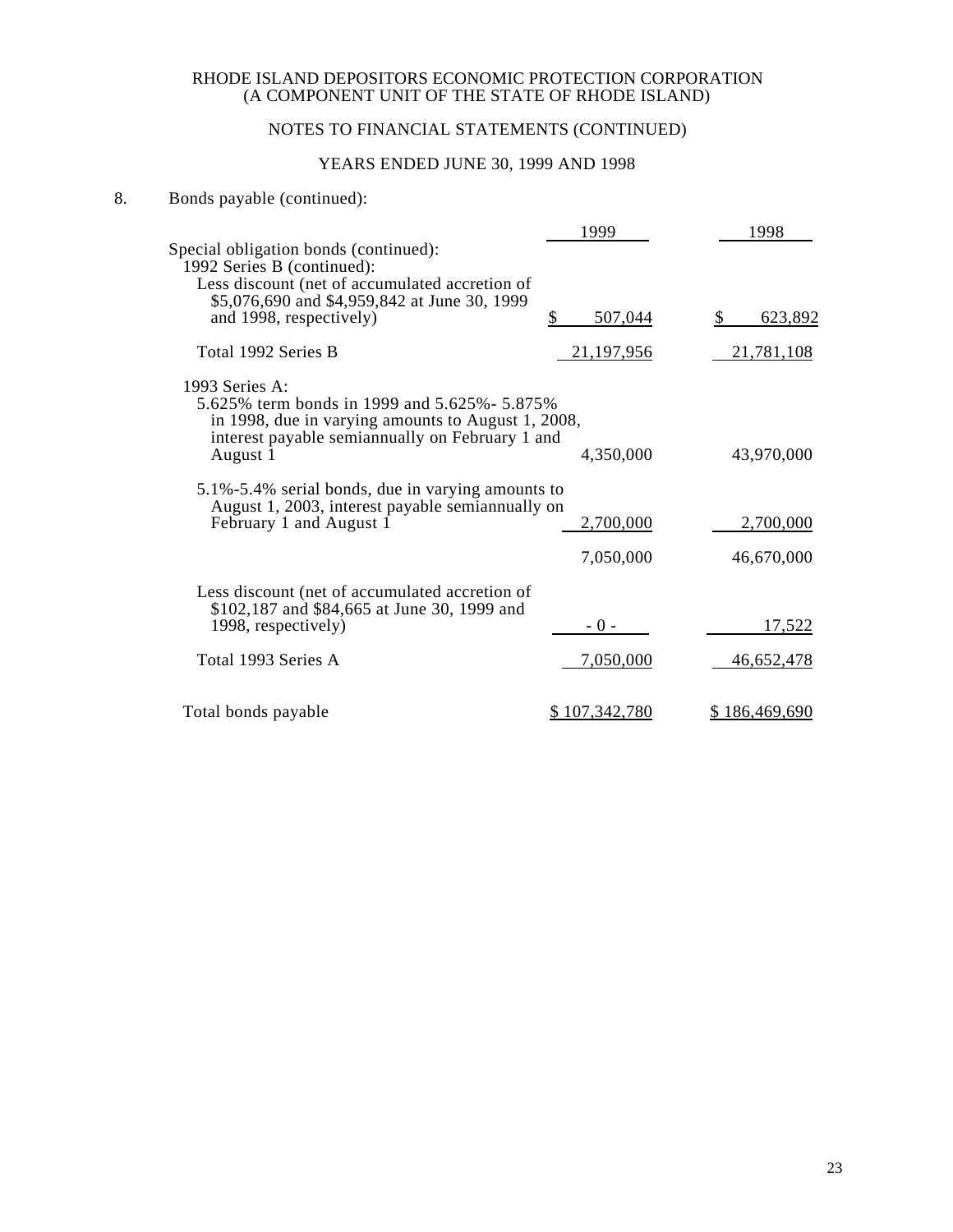RHODE ISLAND DEPOSITORS ECONOMIC PROTECTION CORPORATION
(A COMPONENT UNIT OF THE STATE OF RHODE ISLAND)

NOTES TO FINANCIAL STATEMENTS (CONTINUED)

YEARS ENDED JUNE 30, 1999 AND 1998

8. Bonds payable (continued):

| | 1999 | 1998 |
|---|---|---|
| Special obligation bonds (continued): | | |
| 1992 Series B (continued): | | |
| Less discount (net of accumulated accretion of $5,076,690 and $4,959,842 at June 30, 1999 and 1998, respectively) | $ 507,044 | $ 623,892 |
| Total 1992 Series B | 21,197,956 | 21,781,108 |
| 1993 Series A: | | |
| 5.625% term bonds in 1999 and 5.625%- 5.875% in 1998, due in varying amounts to August 1, 2008, interest payable semiannually on February 1 and August 1 | 4,350,000 | 43,970,000 |
| 5.1%-5.4% serial bonds, due in varying amounts to August 1, 2003, interest payable semiannually on February 1 and August 1 | 2,700,000 | 2,700,000 |
| | 7,050,000 | 46,670,000 |
| Less discount (net of accumulated accretion of $102,187 and $84,665 at June 30, 1999 and 1998, respectively) | - 0 - | 17,522 |
| Total 1993 Series A | 7,050,000 | 46,652,478 |
| Total bonds payable | $ 107,342,780 | $ 186,469,690 |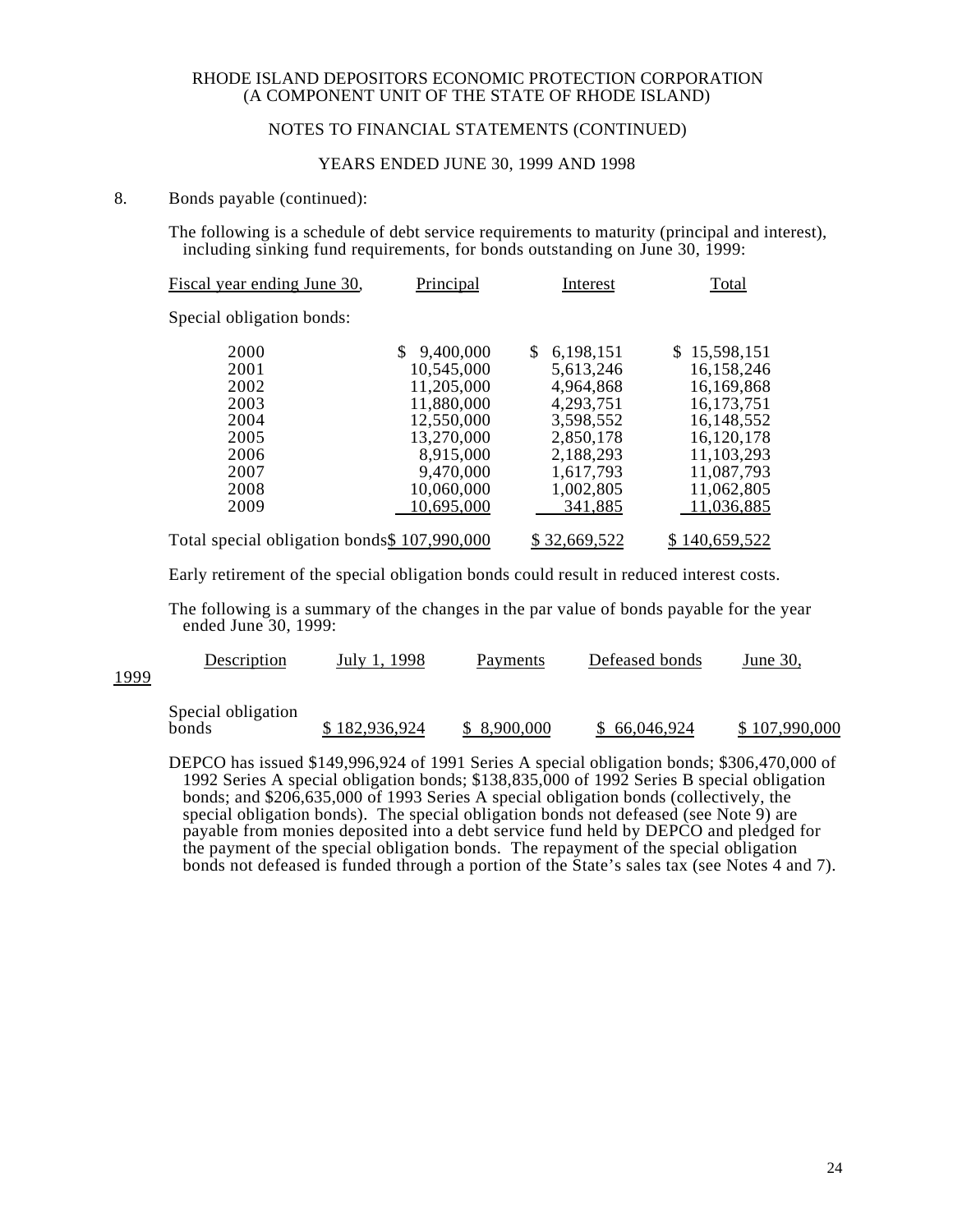RHODE ISLAND DEPOSITORS ECONOMIC PROTECTION CORPORATION
(A COMPONENT UNIT OF THE STATE OF RHODE ISLAND)

NOTES TO FINANCIAL STATEMENTS (CONTINUED)

YEARS ENDED JUNE 30, 1999 AND 1998

8. Bonds payable (continued):

The following is a schedule of debt service requirements to maturity (principal and interest), including sinking fund requirements, for bonds outstanding on June 30, 1999:

| Fiscal year ending June 30, | Principal | Interest | Total |
|---|---|---|---|
| Special obligation bonds: | | | |
| 2000 | $ 9,400,000 | $ 6,198,151 | $ 15,598,151 |
| 2001 | 10,545,000 | 5,613,246 | 16,158,246 |
| 2002 | 11,205,000 | 4,964,868 | 16,169,868 |
| 2003 | 11,880,000 | 4,293,751 | 16,173,751 |
| 2004 | 12,550,000 | 3,598,552 | 16,148,552 |
| 2005 | 13,270,000 | 2,850,178 | 16,120,178 |
| 2006 | 8,915,000 | 2,188,293 | 11,103,293 |
| 2007 | 9,470,000 | 1,617,793 | 11,087,793 |
| 2008 | 10,060,000 | 1,002,805 | 11,062,805 |
| 2009 | 10,695,000 | 341,885 | 11,036,885 |
| Total special obligation bonds | $ 107,990,000 | $ 32,669,522 | $ 140,659,522 |

Early retirement of the special obligation bonds could result in reduced interest costs.

The following is a summary of the changes in the par value of bonds payable for the year ended June 30, 1999:

| Description | July 1, 1998 | Payments | Defeased bonds | June 30, 1999 |
|---|---|---|---|---|
| Special obligation bonds | $ 182,936,924 | $ 8,900,000 | $ 66,046,924 | $ 107,990,000 |

DEPCO has issued $149,996,924 of 1991 Series A special obligation bonds; $306,470,000 of 1992 Series A special obligation bonds; $138,835,000 of 1992 Series B special obligation bonds; and $206,635,000 of 1993 Series A special obligation bonds (collectively, the special obligation bonds). The special obligation bonds not defeased (see Note 9) are payable from monies deposited into a debt service fund held by DEPCO and pledged for the payment of the special obligation bonds. The repayment of the special obligation bonds not defeased is funded through a portion of the State's sales tax (see Notes 4 and 7).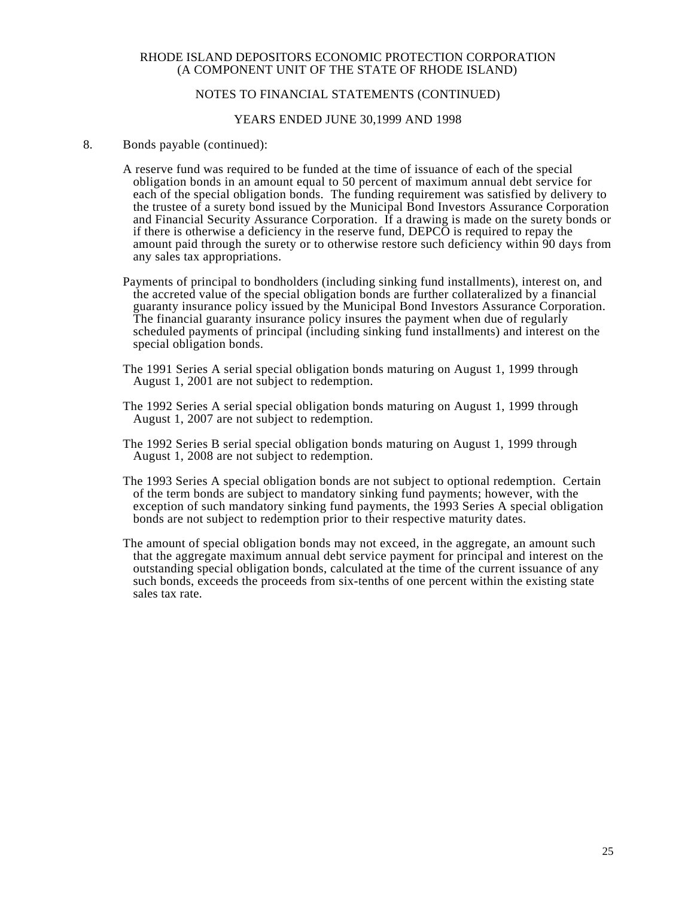8. Bonds payable (continued):

A reserve fund was required to be funded at the time of issuance of each of the special obligation bonds in an amount equal to 50 percent of maximum annual debt service for each of the special obligation bonds. The funding requirement was satisfied by delivery to the trustee of a surety bond issued by the Municipal Bond Investors Assurance Corporation and Financial Security Assurance Corporation. If a drawing is made on the surety bonds or if there is otherwise a deficiency in the reserve fund, DEPCO is required to repay the amount paid through the surety or to otherwise restore such deficiency within 90 days from any sales tax appropriations.

Payments of principal to bondholders (including sinking fund installments), interest on, and the accreted value of the special obligation bonds are further collateralized by a financial guaranty insurance policy issued by the Municipal Bond Investors Assurance Corporation. The financial guaranty insurance policy insures the payment when due of regularly scheduled payments of principal (including sinking fund installments) and interest on the special obligation bonds.

The 1991 Series A serial special obligation bonds maturing on August 1, 1999 through August 1, 2001 are not subject to redemption.

The 1992 Series A serial special obligation bonds maturing on August 1, 1999 through August 1, 2007 are not subject to redemption.

The 1992 Series B serial special obligation bonds maturing on August 1, 1999 through August 1, 2008 are not subject to redemption.

The 1993 Series A special obligation bonds are not subject to optional redemption. Certain of the term bonds are subject to mandatory sinking fund payments; however, with the exception of such mandatory sinking fund payments, the 1993 Series A special obligation bonds are not subject to redemption prior to their respective maturity dates.

The amount of special obligation bonds may not exceed, in the aggregate, an amount such that the aggregate maximum annual debt service payment for principal and interest on the outstanding special obligation bonds, calculated at the time of the current issuance of any such bonds, exceeds the proceeds from six-tenths of one percent within the existing state sales tax rate.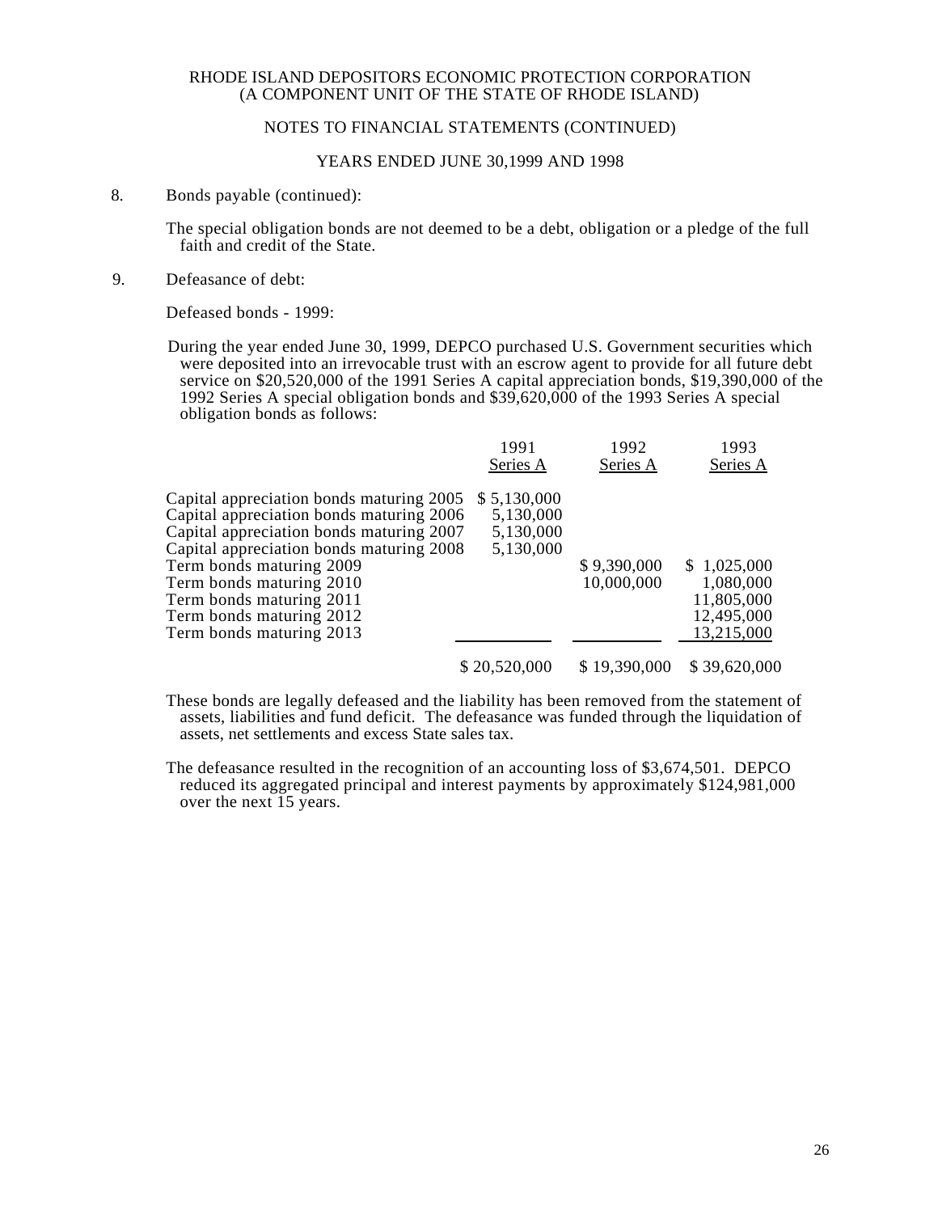RHODE ISLAND DEPOSITORS ECONOMIC PROTECTION CORPORATION
(A COMPONENT UNIT OF THE STATE OF RHODE ISLAND)

NOTES TO FINANCIAL STATEMENTS (CONTINUED)

YEARS ENDED JUNE 30,1999 AND 1998

8. Bonds payable (continued):

The special obligation bonds are not deemed to be a debt, obligation or a pledge of the full faith and credit of the State.

9. Defeasance of debt:

Defeased bonds - 1999:

During the year ended June 30, 1999, DEPCO purchased U.S. Government securities which were deposited into an irrevocable trust with an escrow agent to provide for all future debt service on $20,520,000 of the 1991 Series A capital appreciation bonds, $19,390,000 of the 1992 Series A special obligation bonds and $39,620,000 of the 1993 Series A special obligation bonds as follows:

| | 1991 Series A | 1992 Series A | 1993 Series A |
|---|---|---|---|
| Capital appreciation bonds maturing 2005 | $ 5,130,000 | | |
| Capital appreciation bonds maturing 2006 | 5,130,000 | | |
| Capital appreciation bonds maturing 2007 | 5,130,000 | | |
| Capital appreciation bonds maturing 2008 | 5,130,000 | | |
| Term bonds maturing 2009 | | $ 9,390,000 | $ 1,025,000 |
| Term bonds maturing 2010 | | 10,000,000 | 1,080,000 |
| Term bonds maturing 2011 | | | 11,805,000 |
| Term bonds maturing 2012 | | | 12,495,000 |
| Term bonds maturing 2013 | | | 13,215,000 |
| | $ 20,520,000 | $ 19,390,000 | $ 39,620,000 |

These bonds are legally defeased and the liability has been removed from the statement of assets, liabilities and fund deficit. The defeasance was funded through the liquidation of assets, net settlements and excess State sales tax.

The defeasance resulted in the recognition of an accounting loss of $3,674,501. DEPCO reduced its aggregated principal and interest payments by approximately $124,981,000 over the next 15 years.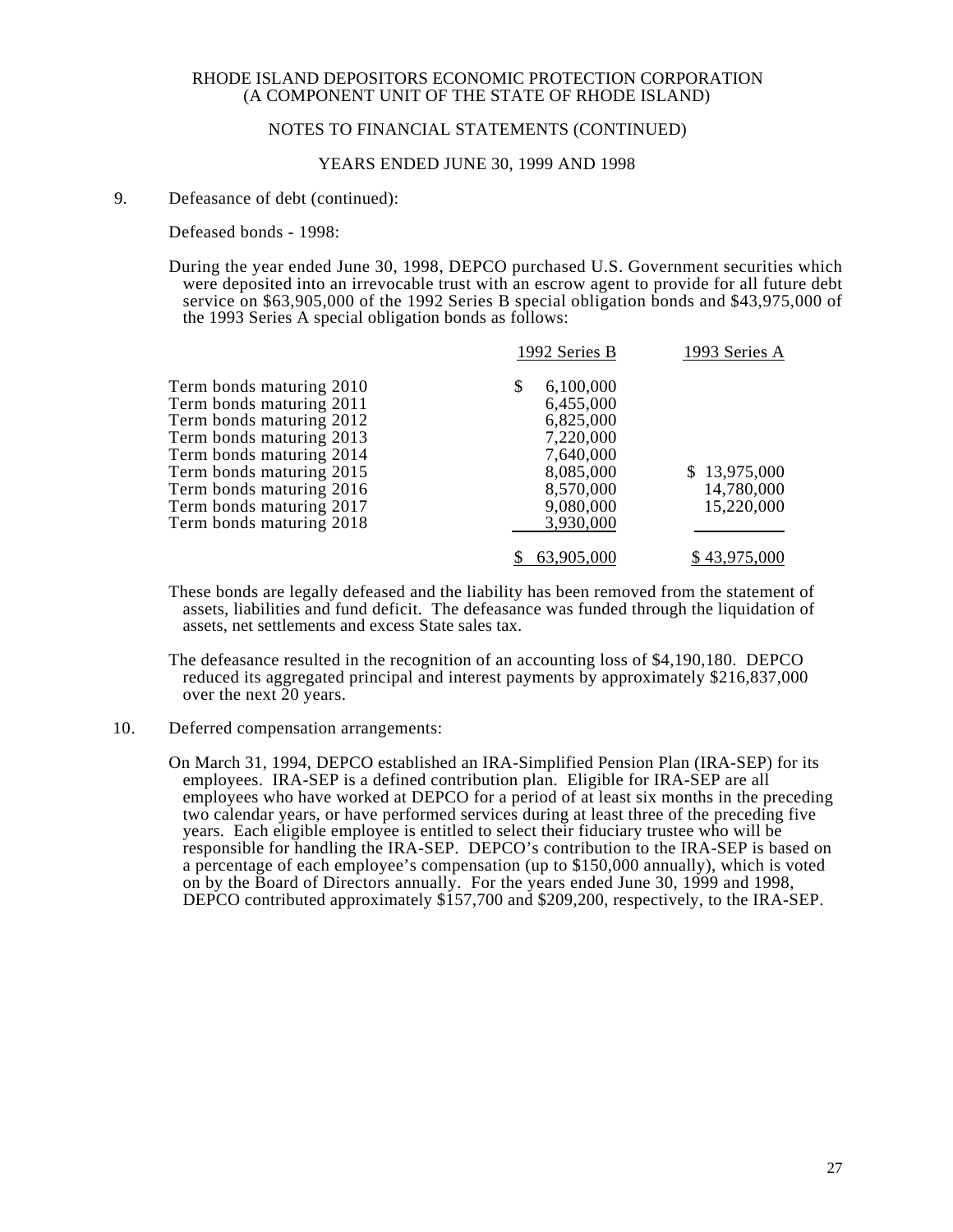RHODE ISLAND DEPOSITORS ECONOMIC PROTECTION CORPORATION
(A COMPONENT UNIT OF THE STATE OF RHODE ISLAND)

NOTES TO FINANCIAL STATEMENTS (CONTINUED)

YEARS ENDED JUNE 30, 1999 AND 1998

9. Defeasance of debt (continued):

Defeased bonds - 1998:

During the year ended June 30, 1998, DEPCO purchased U.S. Government securities which were deposited into an irrevocable trust with an escrow agent to provide for all future debt service on $63,905,000 of the 1992 Series B special obligation bonds and $43,975,000 of the 1993 Series A special obligation bonds as follows:

| | 1992 Series B | 1993 Series A |
|---|---|---|
| Term bonds maturing 2010 | $ 6,100,000 | |
| Term bonds maturing 2011 | 6,455,000 | |
| Term bonds maturing 2012 | 6,825,000 | |
| Term bonds maturing 2013 | 7,220,000 | |
| Term bonds maturing 2014 | 7,640,000 | |
| Term bonds maturing 2015 | 8,085,000 | $ 13,975,000 |
| Term bonds maturing 2016 | 8,570,000 | 14,780,000 |
| Term bonds maturing 2017 | 9,080,000 | 15,220,000 |
| Term bonds maturing 2018 | 3,930,000 | |
| | $ 63,905,000 | $ 43,975,000 |

These bonds are legally defeased and the liability has been removed from the statement of assets, liabilities and fund deficit. The defeasance was funded through the liquidation of assets, net settlements and excess State sales tax.

The defeasance resulted in the recognition of an accounting loss of $4,190,180. DEPCO reduced its aggregated principal and interest payments by approximately $216,837,000 over the next 20 years.

10. Deferred compensation arrangements:

On March 31, 1994, DEPCO established an IRA-Simplified Pension Plan (IRA-SEP) for its employees. IRA-SEP is a defined contribution plan. Eligible for IRA-SEP are all employees who have worked at DEPCO for a period of at least six months in the preceding two calendar years, or have performed services during at least three of the preceding five years. Each eligible employee is entitled to select their fiduciary trustee who will be responsible for handling the IRA-SEP. DEPCO's contribution to the IRA-SEP is based on a percentage of each employee's compensation (up to $150,000 annually), which is voted on by the Board of Directors annually. For the years ended June 30, 1999 and 1998, DEPCO contributed approximately $157,700 and $209,200, respectively, to the IRA-SEP.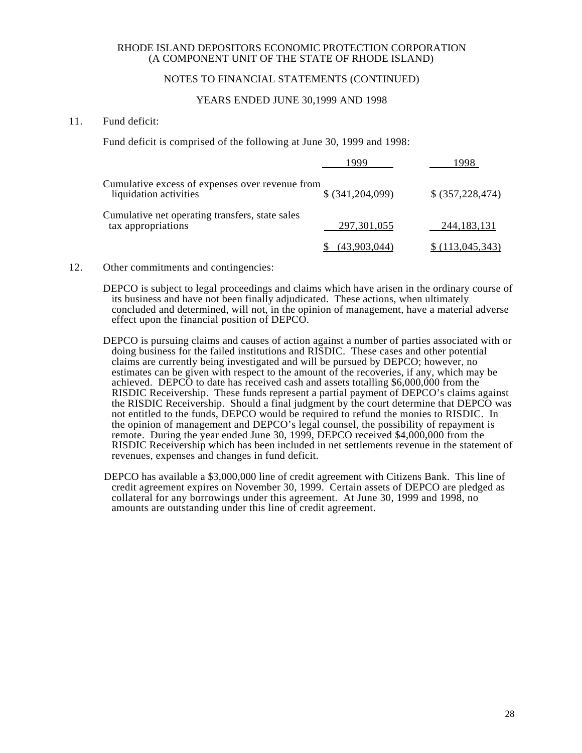RHODE ISLAND DEPOSITORS ECONOMIC PROTECTION CORPORATION
(A COMPONENT UNIT OF THE STATE OF RHODE ISLAND)

NOTES TO FINANCIAL STATEMENTS (CONTINUED)

YEARS ENDED JUNE 30,1999 AND 1998

11. Fund deficit:

Fund deficit is comprised of the following at June 30, 1999 and 1998:

| | 1999 | 1998 |
|---|---|---|
| Cumulative excess of expenses over revenue from liquidation activities | $ (341,204,099) | $ (357,228,474) |
| Cumulative net operating transfers, state sales tax appropriations | 297,301,055 | 244,183,131 |
| | $ (43,903,044) | $ (113,045,343) |

12. Other commitments and contingencies:

DEPCO is subject to legal proceedings and claims which have arisen in the ordinary course of its business and have not been finally adjudicated. These actions, when ultimately concluded and determined, will not, in the opinion of management, have a material adverse effect upon the financial position of DEPCO.

DEPCO is pursuing claims and causes of action against a number of parties associated with or doing business for the failed institutions and RISDIC. These cases and other potential claims are currently being investigated and will be pursued by DEPCO; however, no estimates can be given with respect to the amount of the recoveries, if any, which may be achieved. DEPCO to date has received cash and assets totalling $6,000,000 from the RISDIC Receivership. These funds represent a partial payment of DEPCO's claims against the RISDIC Receivership. Should a final judgment by the court determine that DEPCO was not entitled to the funds, DEPCO would be required to refund the monies to RISDIC. In the opinion of management and DEPCO's legal counsel, the possibility of repayment is remote. During the year ended June 30, 1999, DEPCO received $4,000,000 from the RISDIC Receivership which has been included in net settlements revenue in the statement of revenues, expenses and changes in fund deficit.

DEPCO has available a $3,000,000 line of credit agreement with Citizens Bank. This line of credit agreement expires on November 30, 1999. Certain assets of DEPCO are pledged as collateral for any borrowings under this agreement. At June 30, 1999 and 1998, no amounts are outstanding under this line of credit agreement.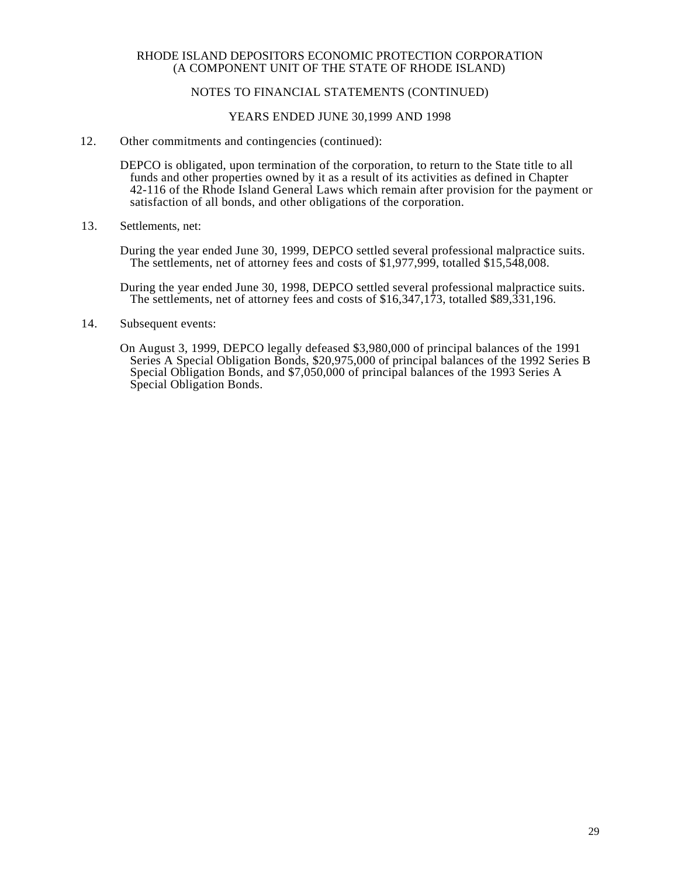RHODE ISLAND DEPOSITORS ECONOMIC PROTECTION CORPORATION
(A COMPONENT UNIT OF THE STATE OF RHODE ISLAND)

NOTES TO FINANCIAL STATEMENTS (CONTINUED)

YEARS ENDED JUNE 30,1999 AND 1998

12. Other commitments and contingencies (continued):

DEPCO is obligated, upon termination of the corporation, to return to the State title to all funds and other properties owned by it as a result of its activities as defined in Chapter 42-116 of the Rhode Island General Laws which remain after provision for the payment or satisfaction of all bonds, and other obligations of the corporation.

13. Settlements, net:

During the year ended June 30, 1999, DEPCO settled several professional malpractice suits. The settlements, net of attorney fees and costs of $1,977,999, totalled $15,548,008.

During the year ended June 30, 1998, DEPCO settled several professional malpractice suits. The settlements, net of attorney fees and costs of $16,347,173, totalled $89,331,196.

14. Subsequent events:

On August 3, 1999, DEPCO legally defeased $3,980,000 of principal balances of the 1991 Series A Special Obligation Bonds, $20,975,000 of principal balances of the 1992 Series B Special Obligation Bonds, and $7,050,000 of principal balances of the 1993 Series A Special Obligation Bonds.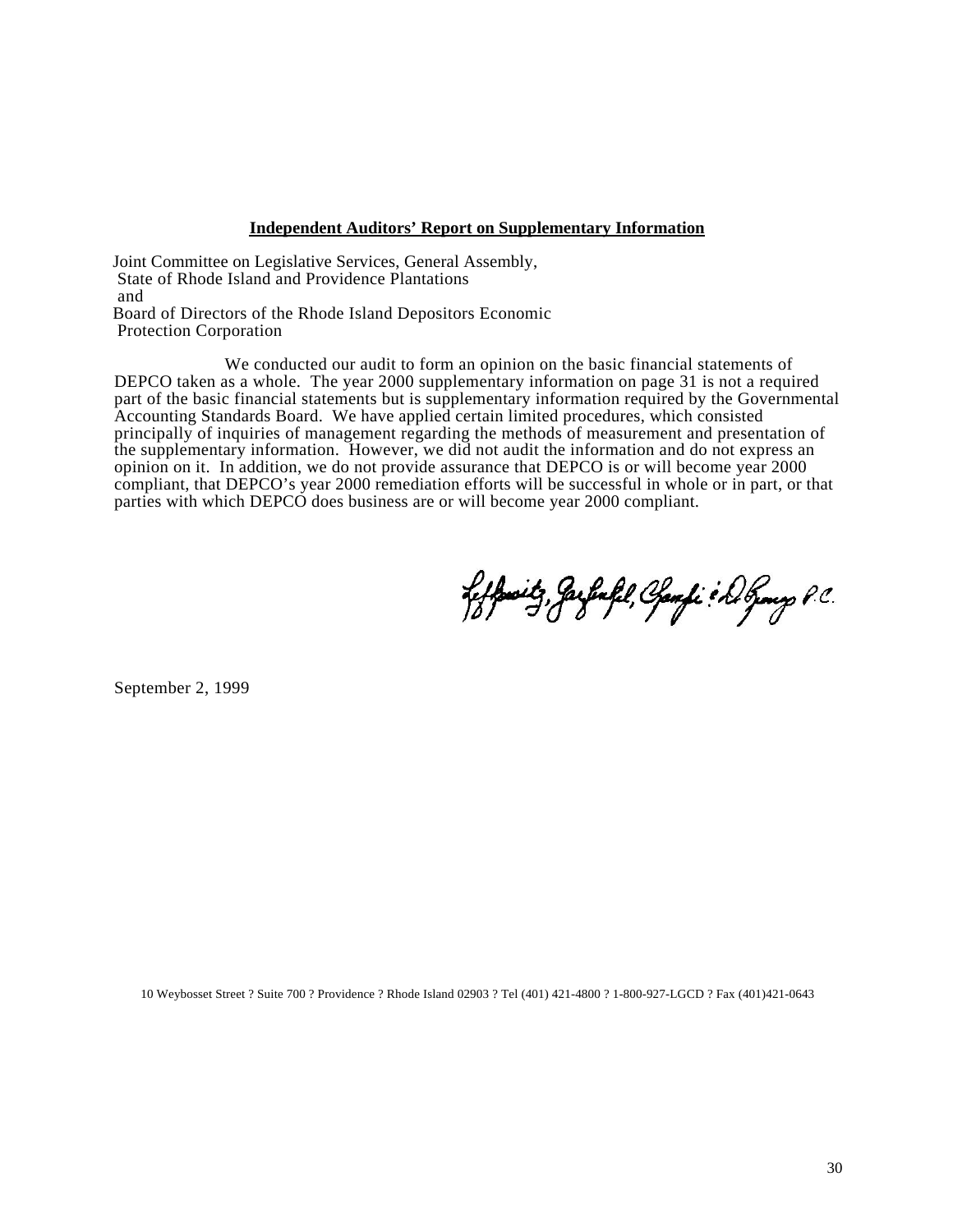**Independent Auditors' Report on Supplementary Information**

Joint Committee on Legislative Services, General Assembly,
State of Rhode Island and Providence Plantations
and
Board of Directors of the Rhode Island Depositors Economic
Protection Corporation

We conducted our audit to form an opinion on the basic financial statements of DEPCO taken as a whole. The year 2000 supplementary information on page 31 is not a required part of the basic financial statements but is supplementary information required by the Governmental Accounting Standards Board. We have applied certain limited procedures, which consisted principally of inquiries of management regarding the methods of measurement and presentation of the supplementary information. However, we did not audit the information and do not express an opinion on it. In addition, we do not provide assurance that DEPCO is or will become year 2000 compliant, that DEPCO's year 2000 remediation efforts will be successful in whole or in part, or that parties with which DEPCO does business are or will become year 2000 compliant.

Leffowitz, Garfinkel, Champi & DeRienzo P.C.

September 2, 1999

10 Weybosset Street ? Suite 700 ? Providence ? Rhode Island 02903 ? Tel (401) 421-4800 ? 1-800-927-LGCD ? Fax (401)421-0643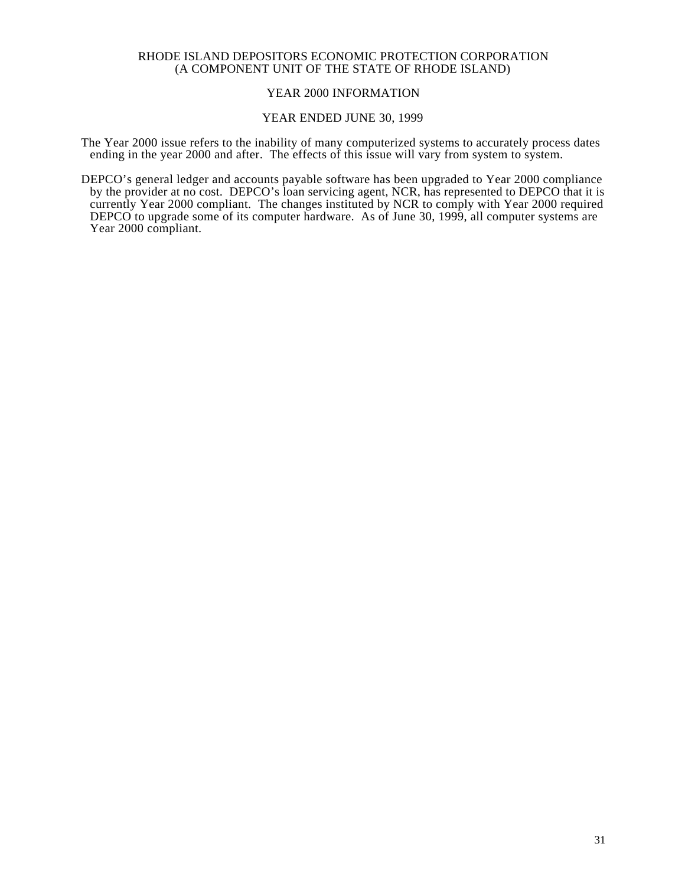RHODE ISLAND DEPOSITORS ECONOMIC PROTECTION CORPORATION
(A COMPONENT UNIT OF THE STATE OF RHODE ISLAND)

# YEAR 2000 INFORMATION

## YEAR ENDED JUNE 30, 1999

The Year 2000 issue refers to the inability of many computerized systems to accurately process dates ending in the year 2000 and after. The effects of this issue will vary from system to system.

DEPCO's general ledger and accounts payable software has been upgraded to Year 2000 compliance by the provider at no cost. DEPCO's loan servicing agent, NCR, has represented to DEPCO that it is currently Year 2000 compliant. The changes instituted by NCR to comply with Year 2000 required DEPCO to upgrade some of its computer hardware. As of June 30, 1999, all computer systems are Year 2000 compliant.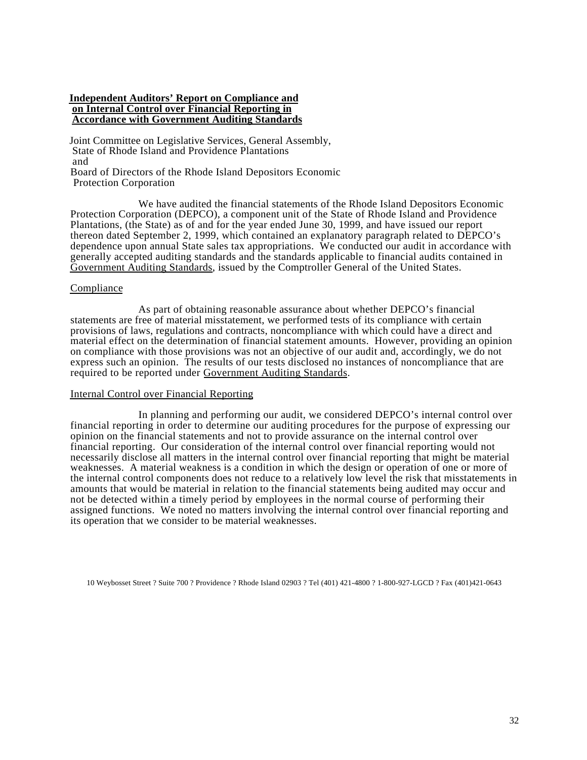**Independent Auditors' Report on Compliance and on Internal Control over Financial Reporting in Accordance with Government Auditing Standards**

Joint Committee on Legislative Services, General Assembly,
State of Rhode Island and Providence Plantations
and
Board of Directors of the Rhode Island Depositors Economic Protection Corporation

We have audited the financial statements of the Rhode Island Depositors Economic Protection Corporation (DEPCO), a component unit of the State of Rhode Island and Providence Plantations, (the State) as of and for the year ended June 30, 1999, and have issued our report thereon dated September 2, 1999, which contained an explanatory paragraph related to DEPCO's dependence upon annual State sales tax appropriations. We conducted our audit in accordance with generally accepted auditing standards and the standards applicable to financial audits contained in Government Auditing Standards, issued by the Comptroller General of the United States.

## Compliance

As part of obtaining reasonable assurance about whether DEPCO's financial statements are free of material misstatement, we performed tests of its compliance with certain provisions of laws, regulations and contracts, noncompliance with which could have a direct and material effect on the determination of financial statement amounts. However, providing an opinion on compliance with those provisions was not an objective of our audit and, accordingly, we do not express such an opinion. The results of our tests disclosed no instances of noncompliance that are required to be reported under Government Auditing Standards.

## Internal Control over Financial Reporting

In planning and performing our audit, we considered DEPCO's internal control over financial reporting in order to determine our auditing procedures for the purpose of expressing our opinion on the financial statements and not to provide assurance on the internal control over financial reporting. Our consideration of the internal control over financial reporting would not necessarily disclose all matters in the internal control over financial reporting that might be material weaknesses. A material weakness is a condition in which the design or operation of one or more of the internal control components does not reduce to a relatively low level the risk that misstatements in amounts that would be material in relation to the financial statements being audited may occur and not be detected within a timely period by employees in the normal course of performing their assigned functions. We noted no matters involving the internal control over financial reporting and its operation that we consider to be material weaknesses.

10 Weybosset Street ? Suite 700 ? Providence ? Rhode Island 02903 ? Tel (401) 421-4800 ? 1-800-927-LGCD ? Fax (401)421-0643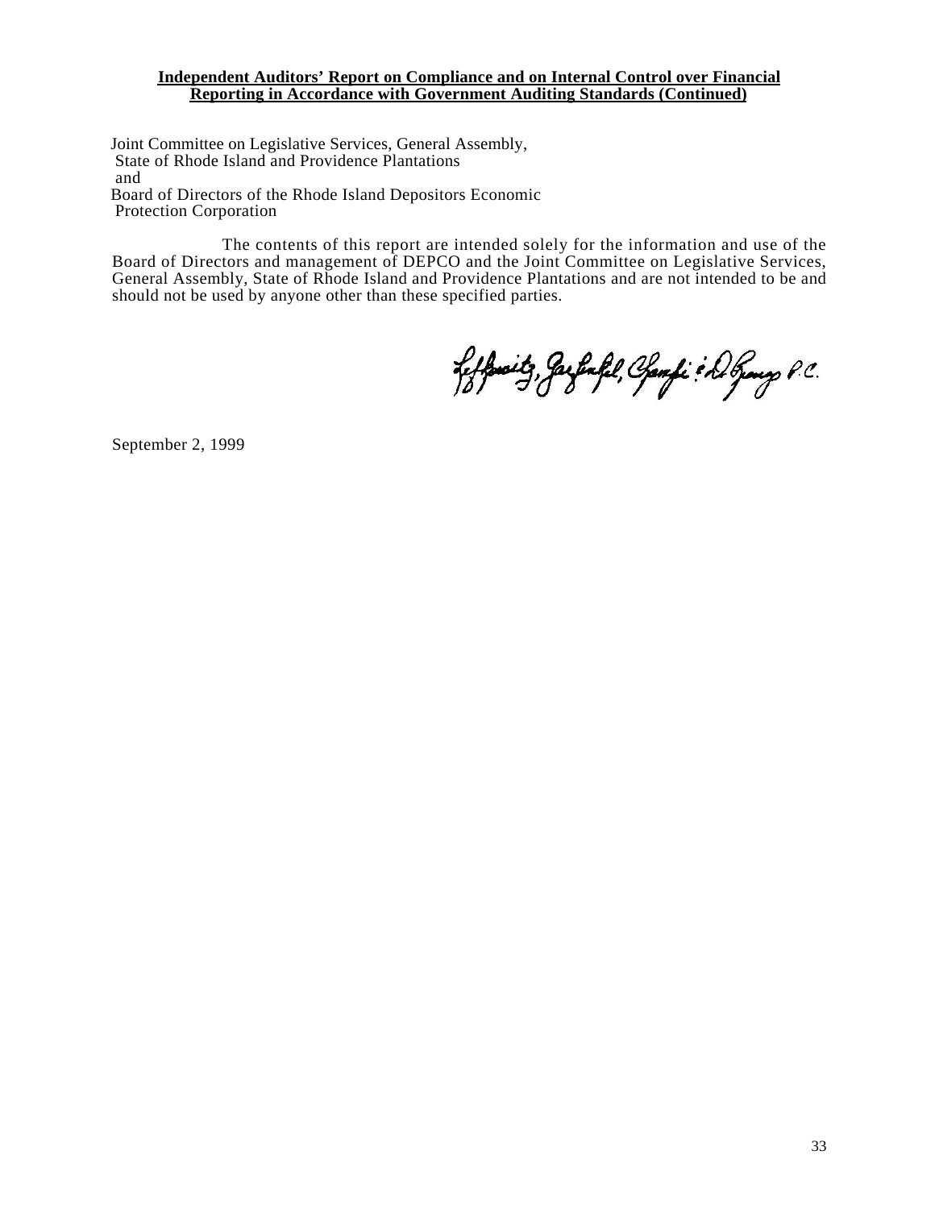**Independent Auditors' Report on Compliance and on Internal Control over Financial Reporting in Accordance with Government Auditing Standards (Continued)**

Joint Committee on Legislative Services, General Assembly,
State of Rhode Island and Providence Plantations
and
Board of Directors of the Rhode Island Depositors Economic
Protection Corporation

The contents of this report are intended solely for the information and use of the Board of Directors and management of DEPCO and the Joint Committee on Legislative Services, General Assembly, State of Rhode Island and Providence Plantations and are not intended to be and should not be used by anyone other than these specified parties.

Lefkowitz, Garfinkel, Champi & DeRienzo P.C.

September 2, 1999